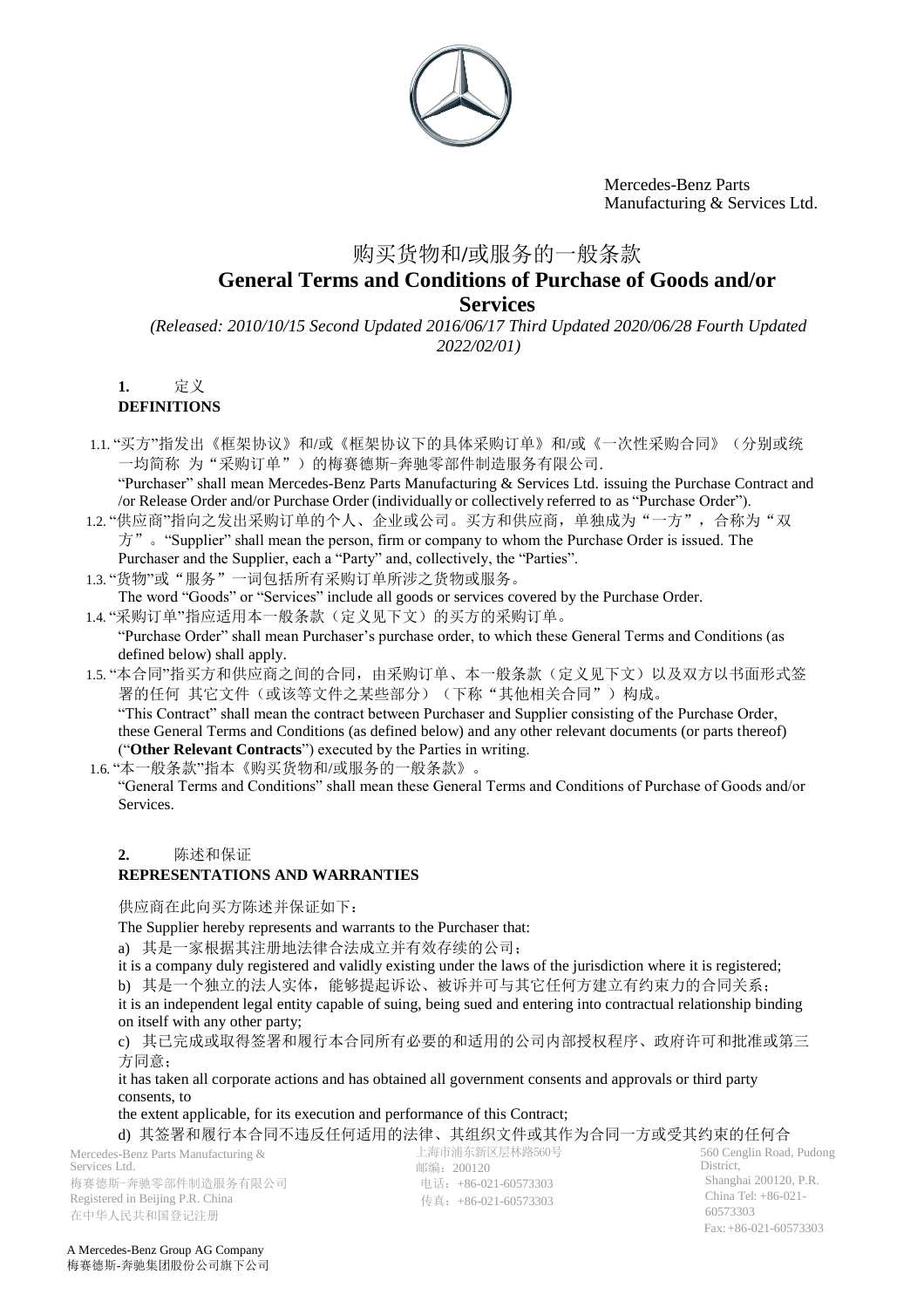Mercedes-Benz Parts Manufacturing & Services Ltd.

# 购买货物和/或服务的一般条款

# General Terms and Conditions of Purchase of Goods and/or Services

*(Released: 2010/10/15 Second Updated 2016/06/17 Third Updated 2020/06/28 Fourth Updated 2022/02/01)*

## 1. 定义 DEFINITIONS

1.1. "买方"指发出《框架协议》和/或《框架协议下的具体采购订单》和/或《一次性采购合同》（分别或统一均简称 为"采购订单"）的梅赛德斯-奔驰零部件制造服务有限公司.
"Purchaser" shall mean Mercedes-Benz Parts Manufacturing & Services Ltd. issuing the Purchase Contract and /or Release Order and/or Purchase Order (individually or collectively referred to as "Purchase Order").

1.2. "供应商"指向之发出采购订单的个人、企业或公司。买方和供应商，单独成为"一方"，合称为"双方"。"Supplier" shall mean the person, firm or company to whom the Purchase Order is issued. The Purchaser and the Supplier, each a "Party" and, collectively, the "Parties".

1.3. "货物"或"服务"一词包括所有采购订单所涉之货物或服务。
The word "Goods" or "Services" include all goods or services covered by the Purchase Order.

1.4. "采购订单"指应适用本一般条款（定义见下文）的买方的采购订单。
"Purchase Order" shall mean Purchaser's purchase order, to which these General Terms and Conditions (as defined below) shall apply.

1.5. "本合同"指买方和供应商之间的合同，由采购订单、本一般条款（定义见下文）以及双方以书面形式签署的任何 其它文件（或该等文件之某些部分）（下称"其他相关合同"）构成。
"This Contract" shall mean the contract between Purchaser and Supplier consisting of the Purchase Order, these General Terms and Conditions (as defined below) and any other relevant documents (or parts thereof) ("**Other Relevant Contracts**") executed by the Parties in writing.

1.6. "本一般条款"指本《购买货物和/或服务的一般条款》。
"General Terms and Conditions" shall mean these General Terms and Conditions of Purchase of Goods and/or Services.

## 2. 陈述和保证 REPRESENTATIONS AND WARRANTIES

供应商在此向买方陈述并保证如下：

The Supplier hereby represents and warrants to the Purchaser that:

a) 其是一家根据其注册地法律合法成立并有效存续的公司；

it is a company duly registered and validly existing under the laws of the jurisdiction where it is registered;

b) 其是一个独立的法人实体，能够提起诉讼、被诉并可与其它任何方建立有约束力的合同关系；

it is an independent legal entity capable of suing, being sued and entering into contractual relationship binding on itself with any other party;

c) 其已完成或取得签署和履行本合同所有必要的和适用的公司内部授权程序、政府许可和批准或第三方同意；

it has taken all corporate actions and has obtained all government consents and approvals or third party consents, to the extent applicable, for its execution and performance of this Contract;

d) 其签署和履行本合同不违反任何适用的法律、其组织文件或其作为合同一方或受其约束的任何合

Mercedes-Benz Parts Manufacturing & Services Ltd.
梅赛德斯-奔驰零部件制造服务有限公司
Registered in Beijing P.R. China
在中华人民共和国登记注册

上海市浦东新区层林路560号
邮编：200120
电话：+86-021-60573303
传真：+86-021-60573303

560 Cenglin Road, Pudong District, Shanghai 200120, P.R. China Tel: +86-021-60573303
Fax: +86-021-60573303

A Mercedes-Benz Group AG Company
梅赛德斯-奔驰集团股份公司旗下公司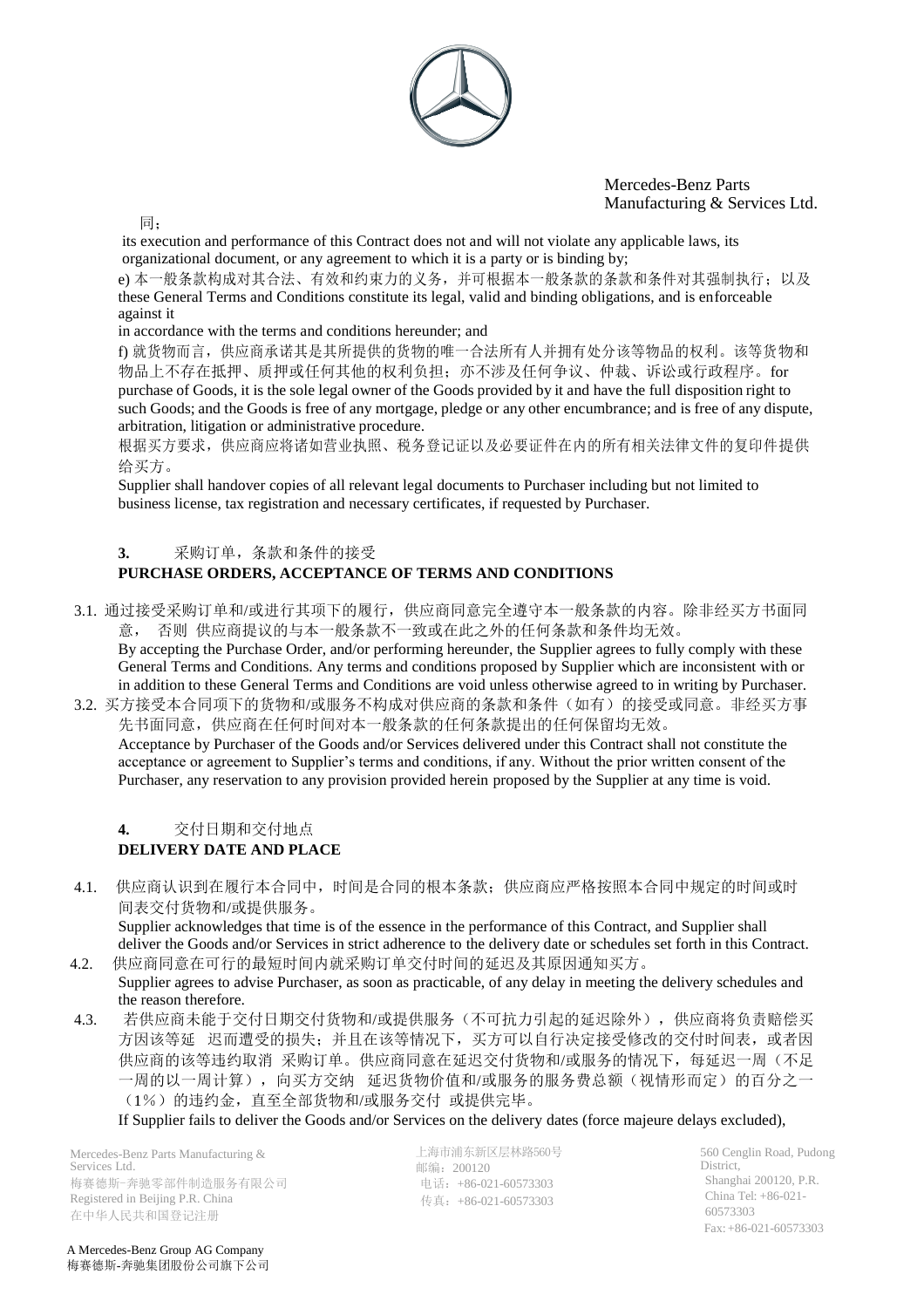同；

its execution and performance of this Contract does not and will not violate any applicable laws, its organizational document, or any agreement to which it is a party or is binding by;

e) 本一般条款构成对其合法、有效和约束力的义务，并可根据本一般条款的条款和条件对其强制执行；以及 these General Terms and Conditions constitute its legal, valid and binding obligations, and is enforceable against it
in accordance with the terms and conditions hereunder; and

f) 就货物而言，供应商承诺其是其所提供的货物的唯一合法所有人并拥有处分该等物品的权利。该等货物和物品上不存在抵押、质押或任何其他的权利负担；亦不涉及任何争议、仲裁、诉讼或行政程序。for purchase of Goods, it is the sole legal owner of the Goods provided by it and have the full disposition right to such Goods; and the Goods is free of any mortgage, pledge or any other encumbrance; and is free of any dispute, arbitration, litigation or administrative procedure.

根据买方要求，供应商应将诸如营业执照、税务登记证以及必要证件在内的所有相关法律文件的复印件提供给买方。

Supplier shall handover copies of all relevant legal documents to Purchaser including but not limited to business license, tax registration and necessary certificates, if requested by Purchaser.

## 3. 采购订单，条款和条件的接受
## PURCHASE ORDERS, ACCEPTANCE OF TERMS AND CONDITIONS

3.1. 通过接受采购订单和/或进行其项下的履行，供应商同意完全遵守本一般条款的内容。除非经买方书面同意， 否则 供应商提议的与本一般条款不一致或在此之外的任何条款和条件均无效。
By accepting the Purchase Order, and/or performing hereunder, the Supplier agrees to fully comply with these General Terms and Conditions. Any terms and conditions proposed by Supplier which are inconsistent with or in addition to these General Terms and Conditions are void unless otherwise agreed to in writing by Purchaser.

3.2. 买方接受本合同项下的货物和/或服务不构成对供应商的条款和条件（如有）的接受或同意。非经买方事先书面同意，供应商在任何时间对本一般条款的任何条款提出的任何保留均无效。
Acceptance by Purchaser of the Goods and/or Services delivered under this Contract shall not constitute the acceptance or agreement to Supplier's terms and conditions, if any. Without the prior written consent of the Purchaser, any reservation to any provision provided herein proposed by the Supplier at any time is void.

## 4. 交付日期和交付地点
## DELIVERY DATE AND PLACE

4.1. 供应商认识到在履行本合同中，时间是合同的根本条款；供应商应严格按照本合同中规定的时间或时间表交付货物和/或提供服务。
Supplier acknowledges that time is of the essence in the performance of this Contract, and Supplier shall deliver the Goods and/or Services in strict adherence to the delivery date or schedules set forth in this Contract.

4.2. 供应商同意在可行的最短时间内就采购订单交付时间的延迟及其原因通知买方。
Supplier agrees to advise Purchaser, as soon as practicable, of any delay in meeting the delivery schedules and the reason therefore.

4.3. 若供应商未能于交付日期交付货物和/或提供服务（不可抗力引起的延迟除外），供应商将负责赔偿买方因该等延 迟而遭受的损失；并且在该等情况下，买方可以自行决定接受修改的交付时间表，或者因供应商的该等违约取消 采购订单。供应商同意在延迟交付货物和/或服务的情况下，每延迟一周（不足一周的以一周计算），向买方交纳 延迟货物价值和/或服务的服务费总额（视情形而定）的百分之一（1%）的违约金，直至全部货物和/或服务交付 或提供完毕。
If Supplier fails to deliver the Goods and/or Services on the delivery dates (force majeure delays excluded),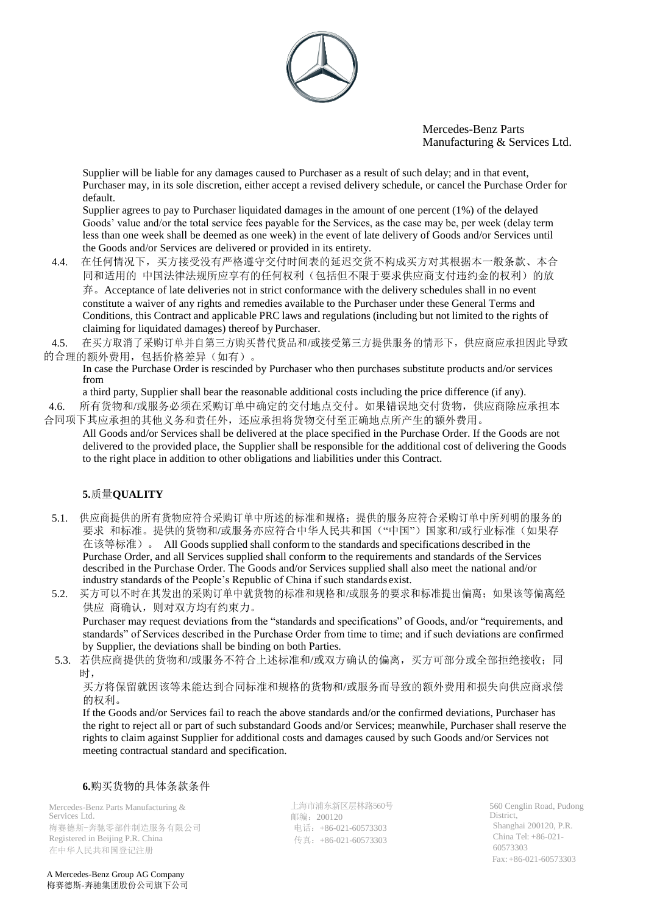Supplier will be liable for any damages caused to Purchaser as a result of such delay; and in that event, Purchaser may, in its sole discretion, either accept a revised delivery schedule, or cancel the Purchase Order for default.

Supplier agrees to pay to Purchaser liquidated damages in the amount of one percent (1%) of the delayed Goods' value and/or the total service fees payable for the Services, as the case may be, per week (delay term less than one week shall be deemed as one week) in the event of late delivery of Goods and/or Services until the Goods and/or Services are delivered or provided in its entirety.

4.4. 在任何情况下，买方接受没有严格遵守交付时间表的延迟交货不构成买方对其根据本一般条款、本合同和适用的 中国法律法规所应享有的任何权利（包括但不限于要求供应商支付违约金的权利）的放弃。Acceptance of late deliveries not in strict conformance with the delivery schedules shall in no event constitute a waiver of any rights and remedies available to the Purchaser under these General Terms and Conditions, this Contract and applicable PRC laws and regulations (including but not limited to the rights of claiming for liquidated damages) thereof by Purchaser.

4.5. 在买方取消了采购订单并自第三方购买替代货品和/或接受第三方提供服务的情形下，供应商应承担因此导致的合理的额外费用，包括价格差异（如有）。

In case the Purchase Order is rescinded by Purchaser who then purchases substitute products and/or services from a third party, Supplier shall bear the reasonable additional costs including the price difference (if any).

4.6. 所有货物和/或服务必须在采购订单中确定的交付地点交付。如果错误地交付货物，供应商除应承担本合同项下其应承担的其他义务和责任外，还应承担将货物交付至正确地点所产生的额外费用。

All Goods and/or Services shall be delivered at the place specified in the Purchase Order. If the Goods are not delivered to the provided place, the Supplier shall be responsible for the additional cost of delivering the Goods to the right place in addition to other obligations and liabilities under this Contract.

## 5.质量QUALITY

5.1. 供应商提供的所有货物应符合采购订单中所述的标准和规格；提供的服务应符合采购订单中所列明的服务的要求 和标准。提供的货物和/或服务亦应符合中华人民共和国（"中国"）国家和/或行业标准（如果存在该等标准）。 All Goods supplied shall conform to the standards and specifications described in the Purchase Order, and all Services supplied shall conform to the requirements and standards of the Services described in the Purchase Order. The Goods and/or Services supplied shall also meet the national and/or industry standards of the People's Republic of China if such standards exist.

5.2. 买方可以不时在其发出的采购订单中就货物的标准和规格和/或服务的要求和标准提出偏离；如果该等偏离经供应 商确认，则对双方均有约束力。

Purchaser may request deviations from the "standards and specifications" of Goods, and/or "requirements, and standards" of Services described in the Purchase Order from time to time; and if such deviations are confirmed by Supplier, the deviations shall be binding on both Parties.

5.3. 若供应商提供的货物和/或服务不符合上述标准和/或双方确认的偏离，买方可部分或全部拒绝接收；同时，

买方将保留就因该等未能达到合同标准和规格的货物和/或服务而导致的额外费用和损失向供应商求偿的权利。

If the Goods and/or Services fail to reach the above standards and/or the confirmed deviations, Purchaser has the right to reject all or part of such substandard Goods and/or Services; meanwhile, Purchaser shall reserve the rights to claim against Supplier for additional costs and damages caused by such Goods and/or Services not meeting contractual standard and specification.

## 6.购买货物的具体条款条件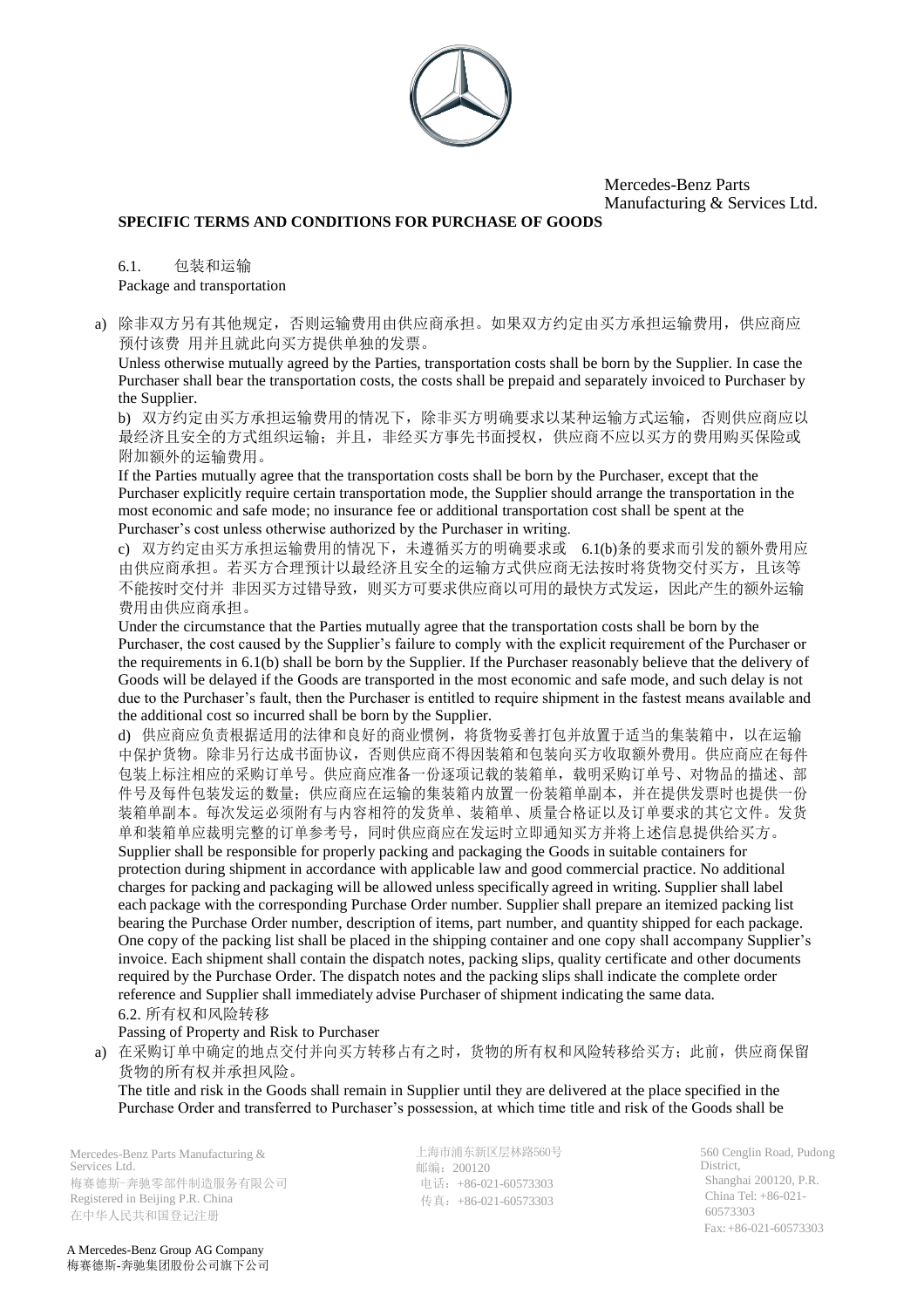**SPECIFIC TERMS AND CONDITIONS FOR PURCHASE OF GOODS**

6.1. 包装和运输

Package and transportation

a) 除非双方另有其他规定，否则运输费用由供应商承担。如果双方约定由买方承担运输费用，供应商应预付该费 用并且就此向买方提供单独的发票。

Unless otherwise mutually agreed by the Parties, transportation costs shall be born by the Supplier. In case the Purchaser shall bear the transportation costs, the costs shall be prepaid and separately invoiced to Purchaser by the Supplier.

b) 双方约定由买方承担运输费用的情况下，除非买方明确要求以某种运输方式运输，否则供应商应以最经济且安全的方式组织运输；并且，非经买方事先书面授权，供应商不应以买方的费用购买保险或附加额外的运输费用。

If the Parties mutually agree that the transportation costs shall be born by the Purchaser, except that the Purchaser explicitly require certain transportation mode, the Supplier should arrange the transportation in the most economic and safe mode; no insurance fee or additional transportation cost shall be spent at the Purchaser's cost unless otherwise authorized by the Purchaser in writing.

c) 双方约定由买方承担运输费用的情况下，未遵循买方的明确要求或 6.1(b)条的要求而引发的额外费用应由供应商承担。若买方合理预计以最经济且安全的运输方式供应商无法按时将货物交付买方，且该等不能按时交付并 非因买方过错导致，则买方可要求供应商以可用的最快方式发运，因此产生的额外运输费用由供应商承担。

Under the circumstance that the Parties mutually agree that the transportation costs shall be born by the Purchaser, the cost caused by the Supplier's failure to comply with the explicit requirement of the Purchaser or the requirements in 6.1(b) shall be born by the Supplier. If the Purchaser reasonably believe that the delivery of Goods will be delayed if the Goods are transported in the most economic and safe mode, and such delay is not due to the Purchaser's fault, then the Purchaser is entitled to require shipment in the fastest means available and the additional cost so incurred shall be born by the Supplier.

d) 供应商应负责根据适用的法律和良好的商业惯例，将货物妥善打包并放置于适当的集装箱中，以在运输中保护货物。除非另行达成书面协议，否则供应商不得因装箱和包装向买方收取额外费用。供应商应在每件包装上标注相应的采购订单号。供应商应准备一份逐项记载的装箱单，载明采购订单号、对物品的描述、部件号及每件包装发运的数量；供应商应在运输的集装箱内放置一份装箱单副本，并在提供发票时也提供一份装箱单副本。每次发运必须附有与内容相符的发货单、装箱单、质量合格证以及订单要求的其它文件。发货单和装箱单应载明完整的订单参考号，同时供应商应在发运时立即通知买方并将上述信息提供给买方。

Supplier shall be responsible for properly packing and packaging the Goods in suitable containers for protection during shipment in accordance with applicable law and good commercial practice. No additional charges for packing and packaging will be allowed unless specifically agreed in writing. Supplier shall label each package with the corresponding Purchase Order number. Supplier shall prepare an itemized packing list bearing the Purchase Order number, description of items, part number, and quantity shipped for each package. One copy of the packing list shall be placed in the shipping container and one copy shall accompany Supplier's invoice. Each shipment shall contain the dispatch notes, packing slips, quality certificate and other documents required by the Purchase Order. The dispatch notes and the packing slips shall indicate the complete order reference and Supplier shall immediately advise Purchaser of shipment indicating the same data.

6.2. 所有权和风险转移

Passing of Property and Risk to Purchaser

a) 在采购订单中确定的地点交付并向买方转移占有之时，货物的所有权和风险转移给买方；此前，供应商保留货物的所有权并承担风险。

The title and risk in the Goods shall remain in Supplier until they are delivered at the place specified in the Purchase Order and transferred to Purchaser's possession, at which time title and risk of the Goods shall be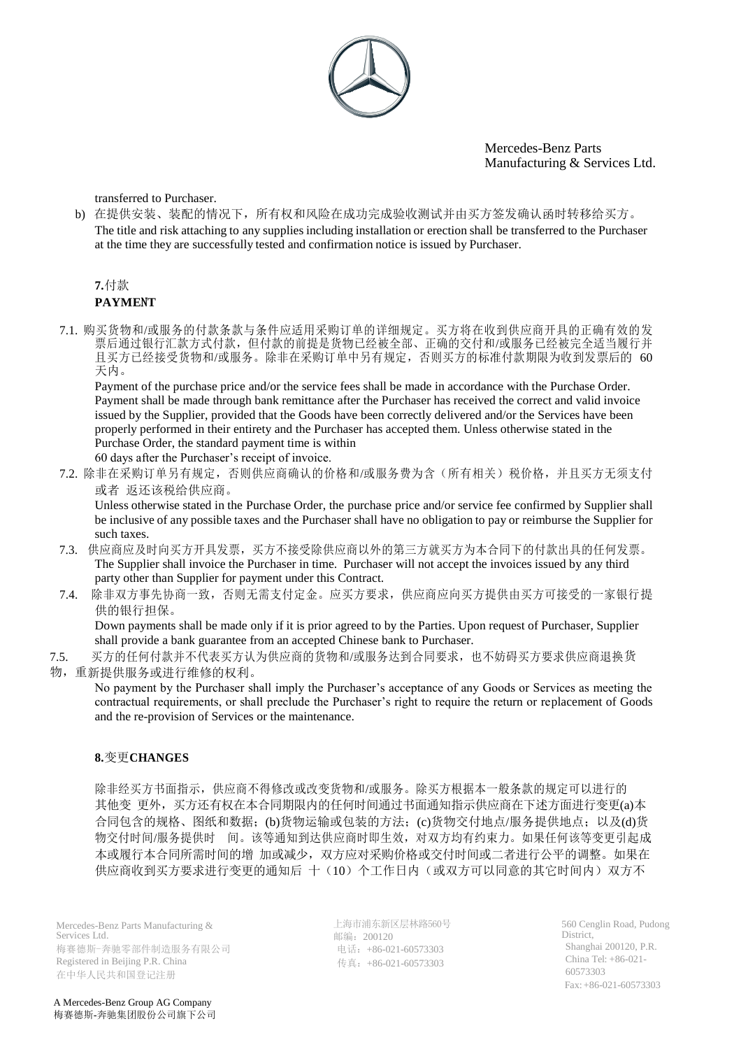transferred to Purchaser.

b) 在提供安装、装配的情况下，所有权和风险在成功完成验收测试并由买方签发确认函时转移给买方。
The title and risk attaching to any supplies including installation or erection shall be transferred to the Purchaser at the time they are successfully tested and confirmation notice is issued by Purchaser.

**7.**付款
**PAYMENT**

7.1. 购买货物和/或服务的付款条款与条件应适用采购订单的详细规定。买方将在收到供应商开具的正确有效的发票后通过银行汇款方式付款，但付款的前提是货物已经被全部、正确的交付和/或服务已经被完全适当履行并且买方已经接受货物和/或服务。除非在采购订单中另有规定，否则买方的标准付款期限为收到发票后的 60 天内。
Payment of the purchase price and/or the service fees shall be made in accordance with the Purchase Order. Payment shall be made through bank remittance after the Purchaser has received the correct and valid invoice issued by the Supplier, provided that the Goods have been correctly delivered and/or the Services have been properly performed in their entirety and the Purchaser has accepted them. Unless otherwise stated in the Purchase Order, the standard payment time is within 60 days after the Purchaser's receipt of invoice.

7.2. 除非在采购订单另有规定，否则供应商确认的价格和/或服务费为含（所有相关）税价格，并且买方无须支付或者 返还该税给供应商。
Unless otherwise stated in the Purchase Order, the purchase price and/or service fee confirmed by Supplier shall be inclusive of any possible taxes and the Purchaser shall have no obligation to pay or reimburse the Supplier for such taxes.

7.3. 供应商应及时向买方开具发票，买方不接受除供应商以外的第三方就买方为本合同下的付款出具的任何发票。
The Supplier shall invoice the Purchaser in time. Purchaser will not accept the invoices issued by any third party other than Supplier for payment under this Contract.

7.4. 除非双方事先协商一致，否则无需支付定金。应买方要求，供应商应向买方提供由买方可接受的一家银行提供的银行担保。
Down payments shall be made only if it is prior agreed to by the Parties. Upon request of Purchaser, Supplier shall provide a bank guarantee from an accepted Chinese bank to Purchaser.

7.5. 买方的任何付款并不代表买方认为供应商的货物和/或服务达到合同要求，也不妨碍买方要求供应商退换货物，重新提供服务或进行维修的权利。
No payment by the Purchaser shall imply the Purchaser's acceptance of any Goods or Services as meeting the contractual requirements, or shall preclude the Purchaser's right to require the return or replacement of Goods and the re-provision of Services or the maintenance.

**8.**变更**CHANGES**

除非经买方书面指示，供应商不得修改或改变货物和/或服务。除买方根据本一般条款的规定可以进行的其他变 更外，买方还有权在本合同期限内的任何时间通过书面通知指示供应商在下述方面进行变更(a)本合同包含的规格、图纸和数据；(b)货物运输或包装的方法；(c)货物交付地点/服务提供地点；以及(d)货物交付时间/服务提供时 间。该等通知到达供应商时即生效，对双方均有约束力。如果任何该等变更引起成本或履行本合同所需时间的增 加或减少，双方应对采购价格或交付时间或二者进行公平的调整。如果在供应商收到买方要求进行变更的通知后 十（10）个工作日内（或双方可以同意的其它时间内）双方不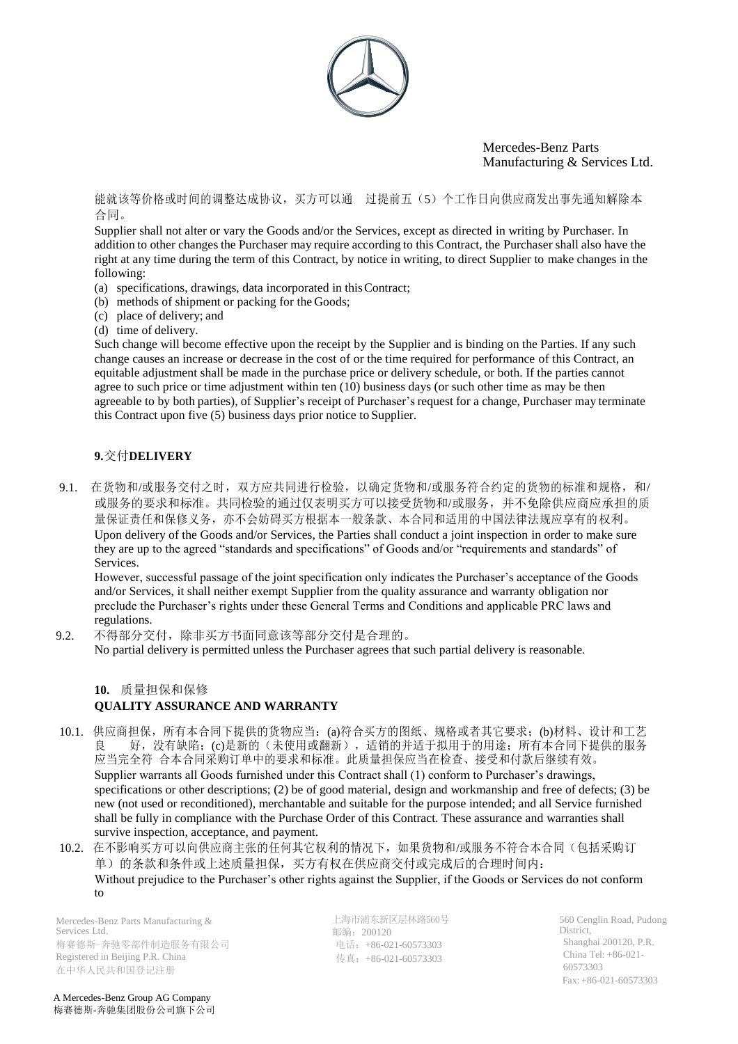能就该等价格或时间的调整达成协议，买方可以通 过提前五（5）个工作日向供应商发出事先通知解除本合同。

Supplier shall not alter or vary the Goods and/or the Services, except as directed in writing by Purchaser. In addition to other changes the Purchaser may require according to this Contract, the Purchaser shall also have the right at any time during the term of this Contract, by notice in writing, to direct Supplier to make changes in the following:

(a) specifications, drawings, data incorporated in this Contract;
(b) methods of shipment or packing for the Goods;
(c) place of delivery; and
(d) time of delivery.

Such change will become effective upon the receipt by the Supplier and is binding on the Parties. If any such change causes an increase or decrease in the cost of or the time required for performance of this Contract, an equitable adjustment shall be made in the purchase price or delivery schedule, or both. If the parties cannot agree to such price or time adjustment within ten (10) business days (or such other time as may be then agreeable to by both parties), of Supplier's receipt of Purchaser's request for a change, Purchaser may terminate this Contract upon five (5) business days prior notice to Supplier.

## 9.交付DELIVERY

9.1. 在货物和/或服务交付之时，双方应共同进行检验，以确定货物和/或服务符合约定的货物的标准和规格，和/或服务的要求和标准。共同检验的通过仅表明买方可以接受货物和/或服务，并不免除供应商应承担的质量保证责任和保修义务，亦不会妨碍买方根据本一般条款、本合同和适用的中国法律法规应享有的权利。
Upon delivery of the Goods and/or Services, the Parties shall conduct a joint inspection in order to make sure they are up to the agreed "standards and specifications" of Goods and/or "requirements and standards" of Services.
However, successful passage of the joint specification only indicates the Purchaser's acceptance of the Goods and/or Services, it shall neither exempt Supplier from the quality assurance and warranty obligation nor preclude the Purchaser's rights under these General Terms and Conditions and applicable PRC laws and regulations.

9.2. 不得部分交付，除非买方书面同意该等部分交付是合理的。
No partial delivery is permitted unless the Purchaser agrees that such partial delivery is reasonable.

## 10. 质量担保和保修 QUALITY ASSURANCE AND WARRANTY

10.1. 供应商担保，所有本合同下提供的货物应当：(a)符合买方的图纸、规格或者其它要求；(b)材料、设计和工艺良 好，没有缺陷；(c)是新的（未使用或翻新），适销的并适于拟用于的用途；所有本合同下提供的服务应当完全符 合本合同采购订单中的要求和标准。此质量担保应当在检查、接受和付款后继续有效。
Supplier warrants all Goods furnished under this Contract shall (1) conform to Purchaser's drawings, specifications or other descriptions; (2) be of good material, design and workmanship and free of defects; (3) be new (not used or reconditioned), merchantable and suitable for the purpose intended; and all Service furnished shall be fully in compliance with the Purchase Order of this Contract. These assurance and warranties shall survive inspection, acceptance, and payment.

10.2. 在不影响买方可以向供应商主张的任何其它权利的情况下，如果货物和/或服务不符合本合同（包括采购订单）的条款和条件或上述质量担保，买方有权在供应商交付或完成后的合理时间内：
Without prejudice to the Purchaser's other rights against the Supplier, if the Goods or Services do not conform to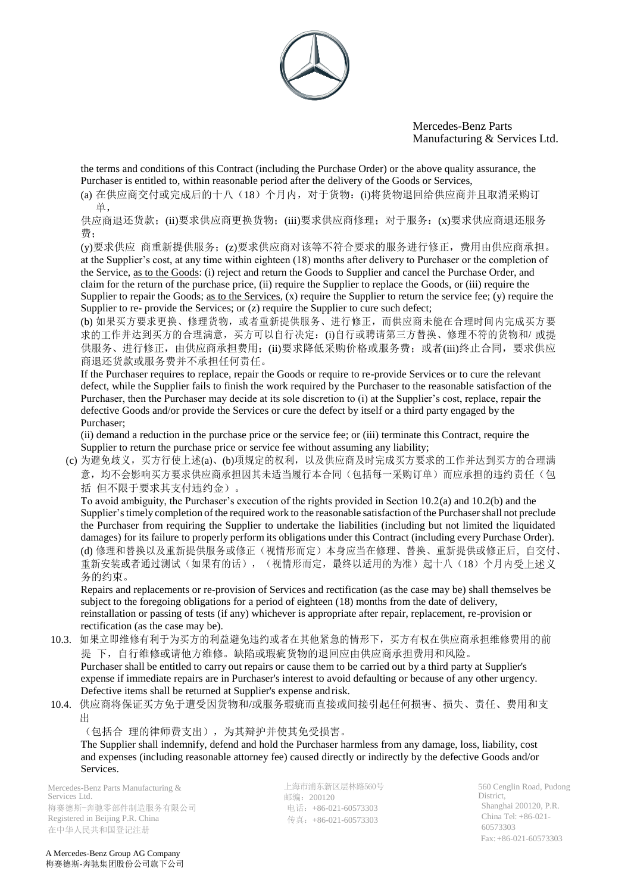the terms and conditions of this Contract (including the Purchase Order) or the above quality assurance, the Purchaser is entitled to, within reasonable period after the delivery of the Goods or Services,

(a) 在供应商交付或完成后的十八（18）个月内，对于货物：(i)将货物退回给供应商并且取消采购订单，

供应商退还货款；(ii)要求供应商更换货物；(iii)要求供应商修理；对于服务：(x)要求供应商退还服务费；

(y)要求供应 商重新提供服务；(z)要求供应商对该等不符合要求的服务进行修正，费用由供应商承担。at the Supplier's cost, at any time within eighteen (18) months after delivery to Purchaser or the completion of the Service, as to the Goods: (i) reject and return the Goods to Supplier and cancel the Purchase Order, and claim for the return of the purchase price, (ii) require the Supplier to replace the Goods, or (iii) require the Supplier to repair the Goods; as to the Services, (x) require the Supplier to return the service fee; (y) require the Supplier to re- provide the Services; or (z) require the Supplier to cure such defect;

(b) 如果买方要求更换、修理货物，或者重新提供服务、进行修正，而供应商未能在合理时间内完成买方要求的工作并达到买方的合理满意，买方可以自行决定：(i)自行或聘请第三方替换、修理不符的货物和/ 或提供服务、进行修正，由供应商承担费用；(ii)要求降低采购价格或服务费；或者(iii)终止合同，要求供应商退还货款或服务费并不承担任何责任。

If the Purchaser requires to replace, repair the Goods or require to re-provide Services or to cure the relevant defect, while the Supplier fails to finish the work required by the Purchaser to the reasonable satisfaction of the Purchaser, then the Purchaser may decide at its sole discretion to (i) at the Supplier's cost, replace, repair the defective Goods and/or provide the Services or cure the defect by itself or a third party engaged by the Purchaser;

(ii) demand a reduction in the purchase price or the service fee; or (iii) terminate this Contract, require the Supplier to return the purchase price or service fee without assuming any liability;

(c) 为避免歧义，买方行使上述(a)、(b)项规定的权利，以及供应商及时完成买方要求的工作并达到买方的合理满意，均不会影响买方要求供应商承担因其未适当履行本合同（包括每一采购订单）而应承担的违约责任（包括 但不限于要求其支付违约金）。

To avoid ambiguity, the Purchaser's execution of the rights provided in Section 10.2(a) and 10.2(b) and the Supplier's timely completion of the required work to the reasonable satisfaction of the Purchaser shall not preclude the Purchaser from requiring the Supplier to undertake the liabilities (including but not limited the liquidated damages) for its failure to properly perform its obligations under this Contract (including every Purchase Order).

(d) 修理和替换以及重新提供服务或修正（视情形而定）本身应当在修理、替换、重新提供或修正后，自交付、重新安装或者通过测试（如果有的话），（视情形而定，最终以适用的为准）起十八（18）个月内受上述义务的约束。

Repairs and replacements or re-provision of Services and rectification (as the case may be) shall themselves be subject to the foregoing obligations for a period of eighteen (18) months from the date of delivery, reinstallation or passing of tests (if any) whichever is appropriate after repair, replacement, re-provision or rectification (as the case may be).

10.3. 如果立即维修有利于为买方的利益避免违约或者在其他紧急的情形下，买方有权在供应商承担维修费用的前提 下，自行维修或请他方维修。缺陷或瑕疵货物的退回应由供应商承担费用和风险。

Purchaser shall be entitled to carry out repairs or cause them to be carried out by a third party at Supplier's expense if immediate repairs are in Purchaser's interest to avoid defaulting or because of any other urgency. Defective items shall be returned at Supplier's expense and risk.

10.4. 供应商将保证买方免于遭受因货物和/或服务瑕疵而直接或间接引起任何损害、损失、责任、费用和支出

（包括合 理的律师费支出），为其辩护并使其免受损害。

The Supplier shall indemnify, defend and hold the Purchaser harmless from any damage, loss, liability, cost and expenses (including reasonable attorney fee) caused directly or indirectly by the defective Goods and/or Services.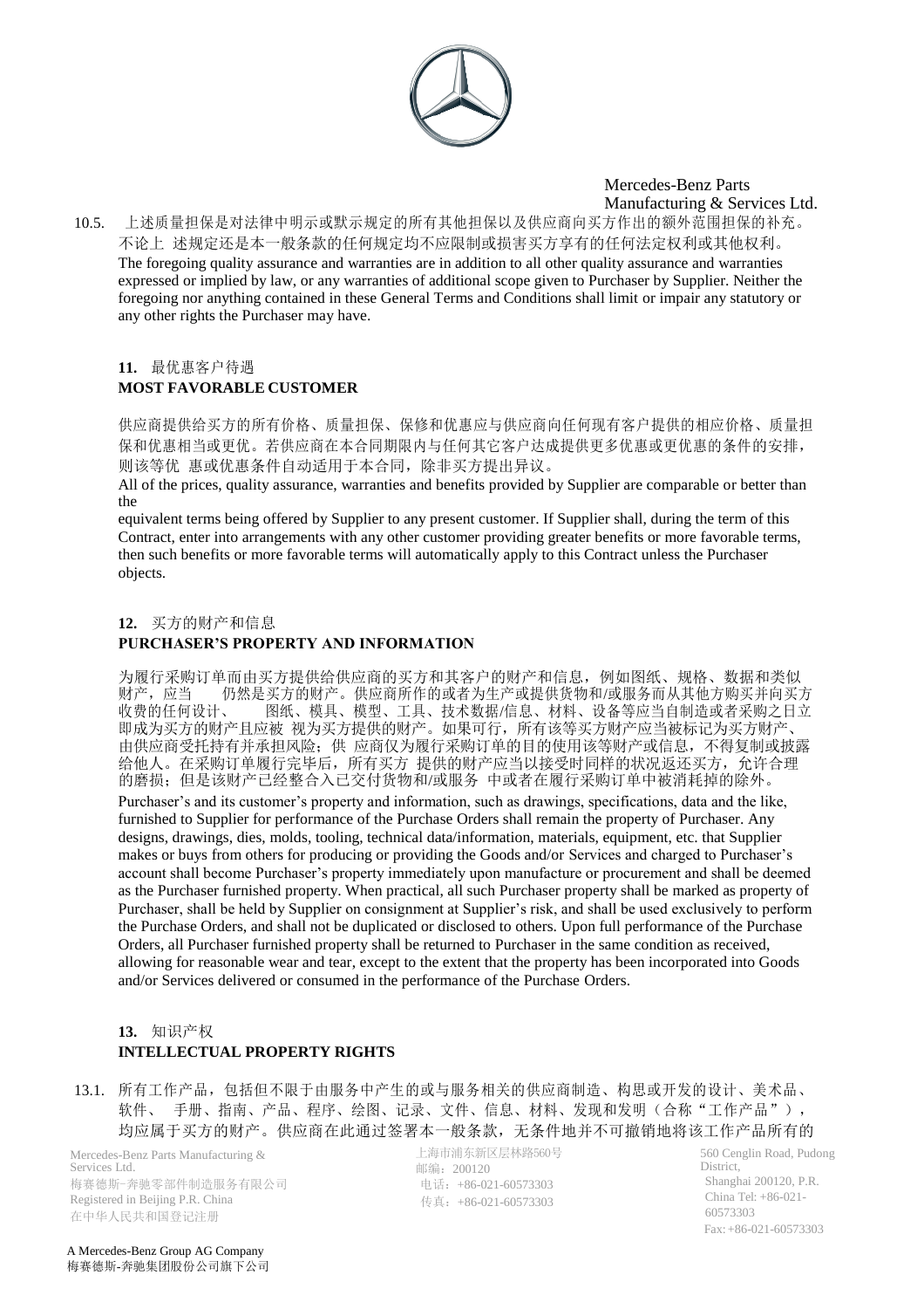10.5. 上述质量担保是对法律中明示或默示规定的所有其他担保以及供应商向买方作出的额外范围担保的补充。不论上 述规定还是本一般条款的任何规定均不应限制或损害买方享有的任何法定权利或其他权利。
The foregoing quality assurance and warranties are in addition to all other quality assurance and warranties expressed or implied by law, or any warranties of additional scope given to Purchaser by Supplier. Neither the foregoing nor anything contained in these General Terms and Conditions shall limit or impair any statutory or any other rights the Purchaser may have.

## 11. 最优惠客户待遇 MOST FAVORABLE CUSTOMER

供应商提供给买方的所有价格、质量担保、保修和优惠应与供应商向任何现有客户提供的相应价格、质量担保和优惠相当或更优。若供应商在本合同期限内与任何其它客户达成提供更多优惠或更优惠的条件的安排，则该等优 惠或优惠条件自动适用于本合同，除非买方提出异议。

All of the prices, quality assurance, warranties and benefits provided by Supplier are comparable or better than the
equivalent terms being offered by Supplier to any present customer. If Supplier shall, during the term of this Contract, enter into arrangements with any other customer providing greater benefits or more favorable terms, then such benefits or more favorable terms will automatically apply to this Contract unless the Purchaser objects.

## 12. 买方的财产和信息 PURCHASER'S PROPERTY AND INFORMATION

为履行采购订单而由买方提供给供应商的买方和其客户的财产和信息，例如图纸、规格、数据和类似财产，应当 仍然是买方的财产。供应商所作的或者为生产或提供货物和/或服务而从其他方购买并向买方收费的任何设计、 图纸、模具、模型、工具、技术数据/信息、材料、设备等应当自制造或者采购之日立即成为买方的财产且应被 视为买方提供的财产。如果可行，所有该等买方财产应当被标记为买方财产、由供应商受托持有并承担风险；供 应商仅为履行采购订单的目的使用该等财产或信息，不得复制或披露给他人。在采购订单履行完毕后，所有买方 提供的财产应当以接受时同样的状况返还买方，允许合理的磨损；但是该财产已经整合入已交付货物和/或服务 中或者在履行采购订单中被消耗掉的除外。

Purchaser's and its customer's property and information, such as drawings, specifications, data and the like, furnished to Supplier for performance of the Purchase Orders shall remain the property of Purchaser. Any designs, drawings, dies, molds, tooling, technical data/information, materials, equipment, etc. that Supplier makes or buys from others for producing or providing the Goods and/or Services and charged to Purchaser's account shall become Purchaser's property immediately upon manufacture or procurement and shall be deemed as the Purchaser furnished property. When practical, all such Purchaser property shall be marked as property of Purchaser, shall be held by Supplier on consignment at Supplier's risk, and shall be used exclusively to perform the Purchase Orders, and shall not be duplicated or disclosed to others. Upon full performance of the Purchase Orders, all Purchaser furnished property shall be returned to Purchaser in the same condition as received, allowing for reasonable wear and tear, except to the extent that the property has been incorporated into Goods and/or Services delivered or consumed in the performance of the Purchase Orders.

## 13. 知识产权 INTELLECTUAL PROPERTY RIGHTS

13.1. 所有工作产品，包括但不限于由服务中产生的或与服务相关的供应商制造、构思或开发的设计、美术品、软件、 手册、指南、产品、程序、绘图、记录、文件、信息、材料、发现和发明（合称“工作产品”），均应属于买方的财产。供应商在此通过签署本一般条款，无条件地并不可撤销地将该工作产品所有的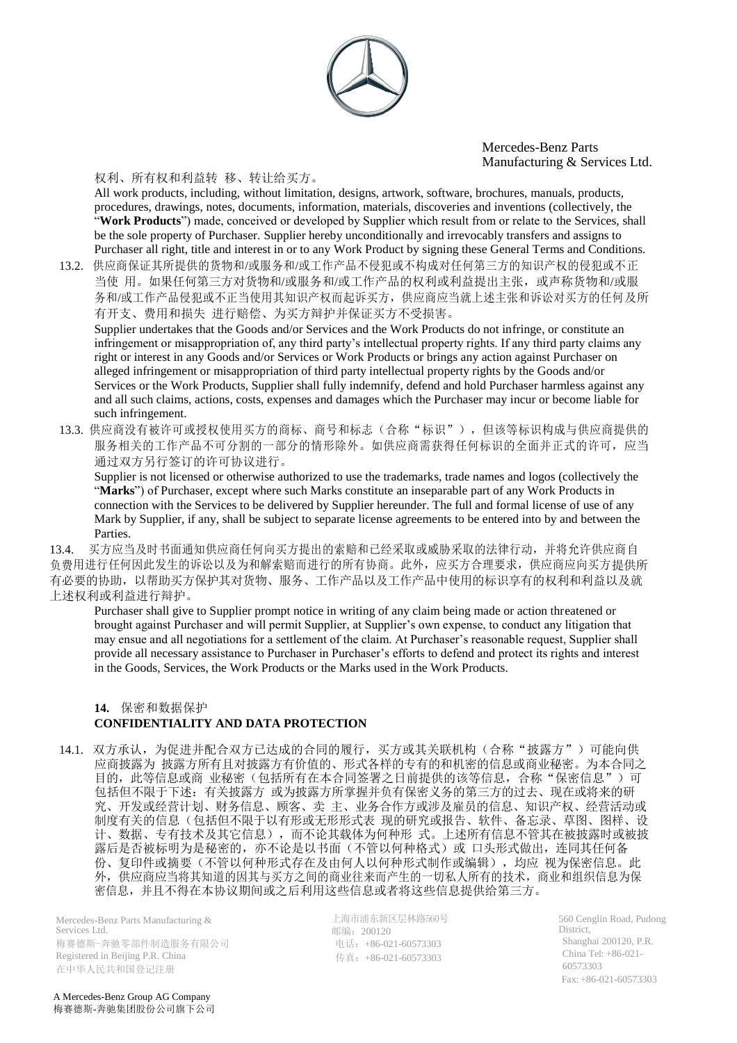权利、所有权和利益转 移、转让给买方。

All work products, including, without limitation, designs, artwork, software, brochures, manuals, products, procedures, drawings, notes, documents, information, materials, discoveries and inventions (collectively, the "**Work Products**") made, conceived or developed by Supplier which result from or relate to the Services, shall be the sole property of Purchaser. Supplier hereby unconditionally and irrevocably transfers and assigns to Purchaser all right, title and interest in or to any Work Product by signing these General Terms and Conditions.

13.2. 供应商保证其所提供的货物和/或服务和/或工作产品不侵犯或不构成对任何第三方的知识产权的侵犯或不正当使 用。如果任何第三方对货物和/或服务和/或工作产品的权利或利益提出主张，或声称货物和/或服务和/或工作产品侵犯或不正当使用其知识产权而起诉买方，供应商应当就上述主张和诉讼对买方的任何及所有开支、费用和损失 进行赔偿、为买方辩护并保证买方不受损害。

Supplier undertakes that the Goods and/or Services and the Work Products do not infringe, or constitute an infringement or misappropriation of, any third party's intellectual property rights. If any third party claims any right or interest in any Goods and/or Services or Work Products or brings any action against Purchaser on alleged infringement or misappropriation of third party intellectual property rights by the Goods and/or Services or the Work Products, Supplier shall fully indemnify, defend and hold Purchaser harmless against any and all such claims, actions, costs, expenses and damages which the Purchaser may incur or become liable for such infringement.

13.3. 供应商没有被许可或授权使用买方的商标、商号和标志（合称"标识"），但该等标识构成与供应商提供的服务相关的工作产品不可分割的一部分的情形除外。如供应商需获得任何标识的全面并正式的许可，应当通过双方另行签订的许可协议进行。

Supplier is not licensed or otherwise authorized to use the trademarks, trade names and logos (collectively the "**Marks**") of Purchaser, except where such Marks constitute an inseparable part of any Work Products in connection with the Services to be delivered by Supplier hereunder. The full and formal license of use of any Mark by Supplier, if any, shall be subject to separate license agreements to be entered into by and between the Parties.

13.4. 买方应当及时书面通知供应商任何向买方提出的索赔和已经采取或威胁采取的法律行动，并将允许供应商自负费用进行任何因此发生的诉讼以及为和解索赔而进行的所有协商。此外，应买方合理要求，供应商应向买方提供所有必要的协助，以帮助买方保护其对货物、服务、工作产品以及工作产品中使用的标识享有的权利和利益以及就上述权利或利益进行辩护。

Purchaser shall give to Supplier prompt notice in writing of any claim being made or action threatened or brought against Purchaser and will permit Supplier, at Supplier's own expense, to conduct any litigation that may ensue and all negotiations for a settlement of the claim. At Purchaser's reasonable request, Supplier shall provide all necessary assistance to Purchaser in Purchaser's efforts to defend and protect its rights and interest in the Goods, Services, the Work Products or the Marks used in the Work Products.

## 14. 保密和数据保护 CONFIDENTIALITY AND DATA PROTECTION

14.1. 双方承认，为促进并配合双方已达成的合同的履行，买方或其关联机构（合称"披露方"）可能向供应商披露为 披露方所有且对披露方有价值的、形式各样的专有的和机密的信息或商业秘密。为本合同之目的，此等信息或商 业秘密（包括所有在本合同签署之日前提供的该等信息，合称"保密信息"）可包括但不限于下述：有关披露方 或为披露方所掌握并负有保密义务的第三方的过去、现在或将来的研究、开发或经营计划、财务信息、顾客、卖 主、业务合作方或涉及雇员的信息、知识产权、经营活动或制度有关的信息（包括但不限于以有形或无形形式表 现的研究或报告、软件、备忘录、草图、图样、设计、数据、专有技术及其它信息），而不论其载体为何种形 式。上述所有信息不管其在被披露时或被披露后是否被标明为是秘密的，亦不论是以书面（不管以何种格式）或 口头形式做出，连同其任何备份、复印件或摘要（不管以何种形式存在及由何人以何种形式制作或编辑），均应 视为保密信息。此外，供应商应当将其知道的因其与买方之间的商业往来而产生的一切私人所有的技术，商业和组织信息为保密信息，并且不得在本协议期间或之后利用这些信息或者将这些信息提供给第三方。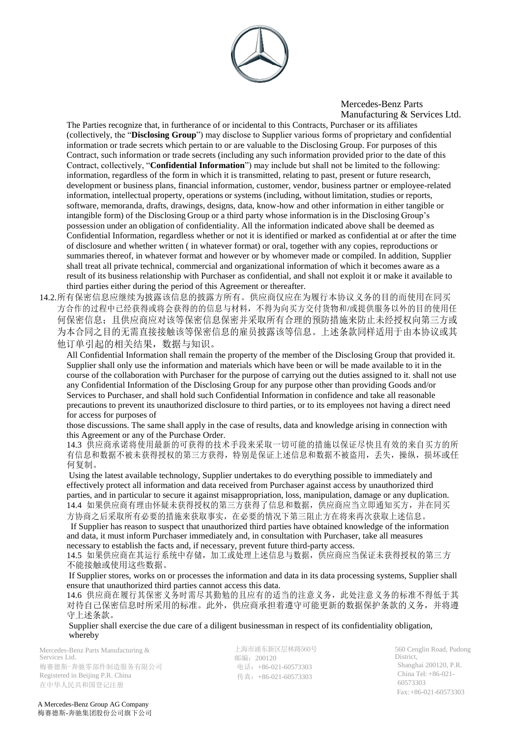The Parties recognize that, in furtherance of or incidental to this Contracts, Purchaser or its affiliates (collectively, the "**Disclosing Group**") may disclose to Supplier various forms of proprietary and confidential information or trade secrets which pertain to or are valuable to the Disclosing Group. For purposes of this Contract, such information or trade secrets (including any such information provided prior to the date of this Contract, collectively, "**Confidential Information**") may include but shall not be limited to the following: information, regardless of the form in which it is transmitted, relating to past, present or future research, development or business plans, financial information, customer, vendor, business partner or employee-related information, intellectual property, operations or systems (including, without limitation, studies or reports, software, memoranda, drafts, drawings, designs, data, know-how and other information in either tangible or intangible form) of the Disclosing Group or a third party whose information is in the Disclosing Group's possession under an obligation of confidentiality. All the information indicated above shall be deemed as Confidential Information, regardless whether or not it is identified or marked as confidential at or after the time of disclosure and whether written ( in whatever format) or oral, together with any copies, reproductions or summaries thereof, in whatever format and however or by whomever made or compiled. In addition, Supplier shall treat all private technical, commercial and organizational information of which it becomes aware as a result of its business relationship with Purchaser as confidential, and shall not exploit it or make it available to third parties either during the period of this Agreement or thereafter.

14.2.所有保密信息应继续为披露该信息的披露方所有。供应商仅应在为履行本协议义务的目的而使用在同买方合作的过程中已经获得或将会获得的的信息与材料，不得为向买方交付货物和/或提供服务以外的目的使用任何保密信息；且供应商应对该等保密信息保密并采取所有合理的预防措施来防止未经授权向第三方或为本合同之目的无需直接接触该等保密信息的雇员披露该等信息。上述条款同样适用于由本协议或其他订单引起的相关结果，数据与知识。

All Confidential Information shall remain the property of the member of the Disclosing Group that provided it. Supplier shall only use the information and materials which have been or will be made available to it in the course of the collaboration with Purchaser for the purpose of carrying out the duties assigned to it. shall not use any Confidential Information of the Disclosing Group for any purpose other than providing Goods and/or Services to Purchaser, and shall hold such Confidential Information in confidence and take all reasonable precautions to prevent its unauthorized disclosure to third parties, or to its employees not having a direct need for access for purposes of those discussions. The same shall apply in the case of results, data and knowledge arising in connection with this Agreement or any of the Purchase Order.

14.3 供应商承诺将使用最新的可获得的技术手段来采取一切可能的措施以保证尽快且有效的来自买方的所有信息和数据不被未获得授权的第三方获得，特别是保证上述信息和数据不被盗用，丢失，操纵，损坏或任何复制。

Using the latest available technology, Supplier undertakes to do everything possible to immediately and effectively protect all information and data received from Purchaser against access by unauthorized third parties, and in particular to secure it against misappropriation, loss, manipulation, damage or any duplication.

14.4 如果供应商有理由怀疑未获得授权的第三方获得了信息和数据，供应商应当立即通知买方，并在同买方协商之后采取所有必要的措施来获取事实，在必要的情况下第三阻止方在将来再次获取上述信息。

If Supplier has reason to suspect that unauthorized third parties have obtained knowledge of the information and data, it must inform Purchaser immediately and, in consultation with Purchaser, take all measures necessary to establish the facts and, if necessary, prevent future third-party access.

14.5 如果供应商在其运行系统中存储，加工或处理上述信息与数据，供应商应当保证未获得授权的第三方不能接触或使用这些数据。

If Supplier stores, works on or processes the information and data in its data processing systems, Supplier shall ensure that unauthorized third parties cannot access this data.

14.6 供应商在履行其保密义务时需尽其勤勉的且应有的适当的注意义务，此处注意义务的标准不得低于其对待自己保密信息时所采用的标准。此外，供应商承担着遵守可能更新的数据保护条款的义务，并将遵守上述条款。

Supplier shall exercise the due care of a diligent businessman in respect of its confidentiality obligation, whereby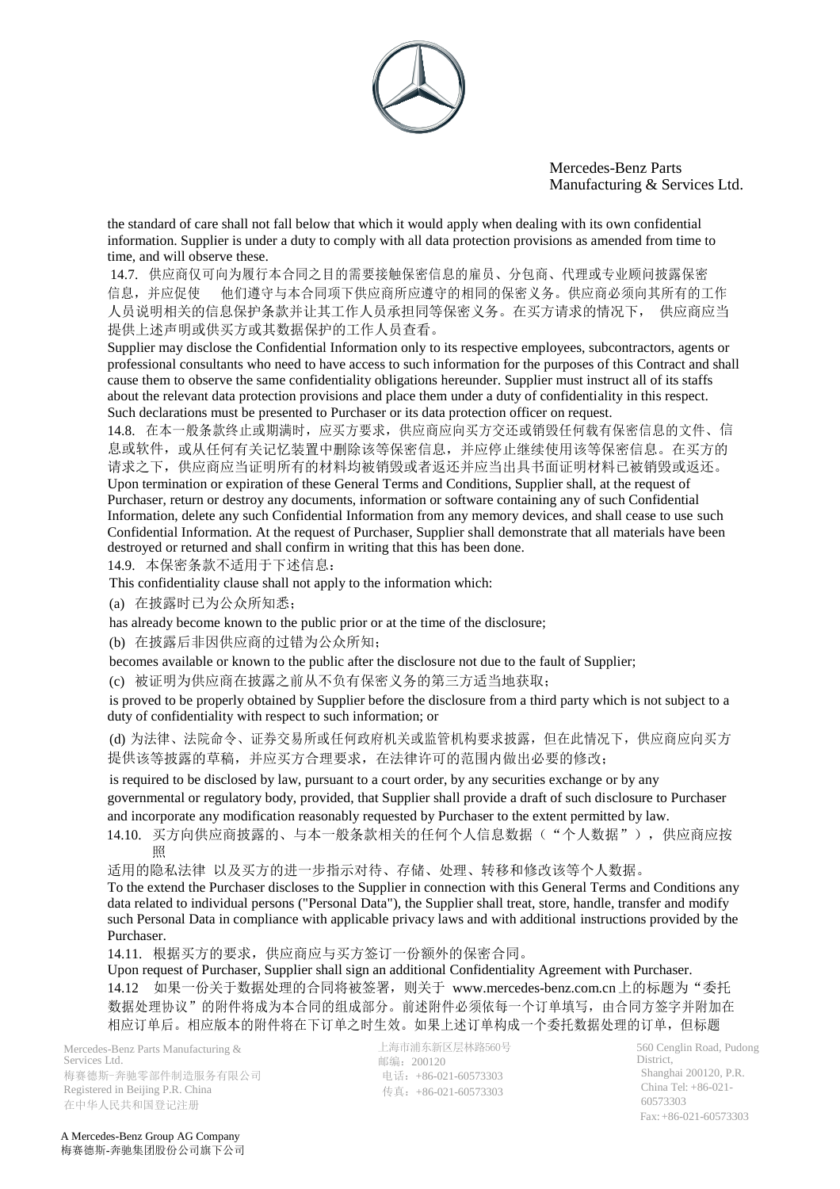the standard of care shall not fall below that which it would apply when dealing with its own confidential information. Supplier is under a duty to comply with all data protection provisions as amended from time to time, and will observe these.

14.7. 供应商仅可向为履行本合同之目的需要接触保密信息的雇员、分包商、代理或专业顾问披露保密信息，并应促使 他们遵守与本合同项下供应商所应遵守的相同的保密义务。供应商必须向其所有的工作人员说明相关的信息保护条款并让其工作人员承担同等保密义务。在买方请求的情况下， 供应商应当提供上述声明或供买方或其数据保护的工作人员查看。

Supplier may disclose the Confidential Information only to its respective employees, subcontractors, agents or professional consultants who need to have access to such information for the purposes of this Contract and shall cause them to observe the same confidentiality obligations hereunder. Supplier must instruct all of its staffs about the relevant data protection provisions and place them under a duty of confidentiality in this respect. Such declarations must be presented to Purchaser or its data protection officer on request.

14.8. 在本一般条款终止或期满时，应买方要求，供应商应向买方交还或销毁任何载有保密信息的文件、信息或软件，或从任何有关记忆装置中删除该等保密信息，并应停止继续使用该等保密信息。在买方的请求之下，供应商应当证明所有的材料均被销毁或者返还并应当出具书面证明材料已被销毁或返还。

Upon termination or expiration of these General Terms and Conditions, Supplier shall, at the request of Purchaser, return or destroy any documents, information or software containing any of such Confidential Information, delete any such Confidential Information from any memory devices, and shall cease to use such Confidential Information. At the request of Purchaser, Supplier shall demonstrate that all materials have been destroyed or returned and shall confirm in writing that this has been done.

14.9. 本保密条款不适用于下述信息：

This confidentiality clause shall not apply to the information which:

(a) 在披露时已为公众所知悉；

has already become known to the public prior or at the time of the disclosure;

(b) 在披露后非因供应商的过错为公众所知；

becomes available or known to the public after the disclosure not due to the fault of Supplier;

(c) 被证明为供应商在披露之前从不负有保密义务的第三方适当地获取；

is proved to be properly obtained by Supplier before the disclosure from a third party which is not subject to a duty of confidentiality with respect to such information; or

(d) 为法律、法院命令、证券交易所或任何政府机关或监管机构要求披露，但在此情况下，供应商应向买方提供该等披露的草稿，并应买方合理要求，在法律许可的范围内做出必要的修改；

is required to be disclosed by law, pursuant to a court order, by any securities exchange or by any governmental or regulatory body, provided, that Supplier shall provide a draft of such disclosure to Purchaser and incorporate any modification reasonably requested by Purchaser to the extent permitted by law.

14.10. 买方向供应商披露的、与本一般条款相关的任何个人信息数据（“个人数据”），供应商应按照适用的隐私法律 以及买方的进一步指示对待、存储、处理、转移和修改该等个人数据。

To the extend the Purchaser discloses to the Supplier in connection with this General Terms and Conditions any data related to individual persons ("Personal Data"), the Supplier shall treat, store, handle, transfer and modify such Personal Data in compliance with applicable privacy laws and with additional instructions provided by the Purchaser.

14.11. 根据买方的要求，供应商应与买方签订一份额外的保密合同。

Upon request of Purchaser, Supplier shall sign an additional Confidentiality Agreement with Purchaser.

14.12 如果一份关于数据处理的合同将被签署，则关于 www.mercedes-benz.com.cn 上的标题为“委托数据处理协议”的附件将成为本合同的组成部分。前述附件必须依每一个订单填写，由合同方签字并附加在相应订单后。相应版本的附件将在下订单之时生效。如果上述订单构成一个委托数据处理的订单，但标题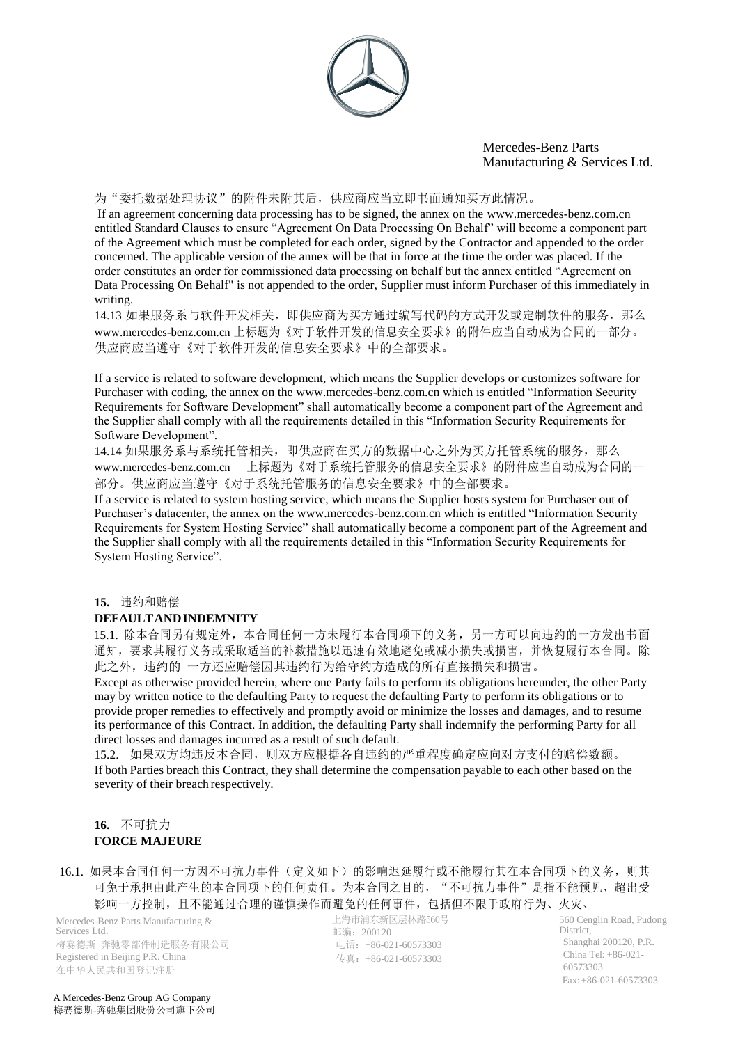为“委托数据处理协议”的附件未附其后，供应商应当立即书面通知买方此情况。

If an agreement concerning data processing has to be signed, the annex on the www.mercedes-benz.com.cn entitled Standard Clauses to ensure “Agreement On Data Processing On Behalf” will become a component part of the Agreement which must be completed for each order, signed by the Contractor and appended to the order concerned. The applicable version of the annex will be that in force at the time the order was placed. If the order constitutes an order for commissioned data processing on behalf but the annex entitled “Agreement on Data Processing On Behalf" is not appended to the order, Supplier must inform Purchaser of this immediately in writing.

14.13 如果服务系与软件开发相关，即供应商为买方通过编写代码的方式开发或定制软件的服务，那么 www.mercedes-benz.com.cn 上标题为《对于软件开发的信息安全要求》的附件应当自动成为合同的一部分。供应商应当遵守《对于软件开发的信息安全要求》中的全部要求。

If a service is related to software development, which means the Supplier develops or customizes software for Purchaser with coding, the annex on the www.mercedes-benz.com.cn which is entitled “Information Security Requirements for Software Development” shall automatically become a component part of the Agreement and the Supplier shall comply with all the requirements detailed in this “Information Security Requirements for Software Development”.

14.14 如果服务系与系统托管相关，即供应商在买方的数据中心之外为买方托管系统的服务，那么 www.mercedes-benz.com.cn 上标题为《对于系统托管服务的信息安全要求》的附件应当自动成为合同的一部分。供应商应当遵守《对于系统托管服务的信息安全要求》中的全部要求。

If a service is related to system hosting service, which means the Supplier hosts system for Purchaser out of Purchaser’s datacenter, the annex on the www.mercedes-benz.com.cn which is entitled “Information Security Requirements for System Hosting Service” shall automatically become a component part of the Agreement and the Supplier shall comply with all the requirements detailed in this “Information Security Requirements for System Hosting Service”.

## 15. 违约和赔偿

## DEFAULT AND INDEMNITY

15.1. 除本合同另有规定外，本合同任何一方未履行本合同项下的义务，另一方可以向违约的一方发出书面通知，要求其履行义务或采取适当的补救措施以迅速有效地避免或减小损失或损害，并恢复履行本合同。除此之外，违约的 一方还应赔偿因其违约行为给守约方造成的所有直接损失和损害。

Except as otherwise provided herein, where one Party fails to perform its obligations hereunder, the other Party may by written notice to the defaulting Party to request the defaulting Party to perform its obligations or to provide proper remedies to effectively and promptly avoid or minimize the losses and damages, and to resume its performance of this Contract. In addition, the defaulting Party shall indemnify the performing Party for all direct losses and damages incurred as a result of such default.

15.2. 如果双方均违反本合同，则双方应根据各自违约的严重程度确定应向对方支付的赔偿数额。

If both Parties breach this Contract, they shall determine the compensation payable to each other based on the severity of their breach respectively.

## 16. 不可抗力

## FORCE MAJEURE

16.1. 如果本合同任何一方因不可抗力事件（定义如下）的影响迟延履行或不能履行其在本合同项下的义务，则其可免于承担由此产生的本合同项下的任何责任。为本合同之目的，“不可抗力事件”是指不能预见、超出受影响一方控制，且不能通过合理的谨慎操作而避免的任何事件，包括但不限于政府行为、火灾、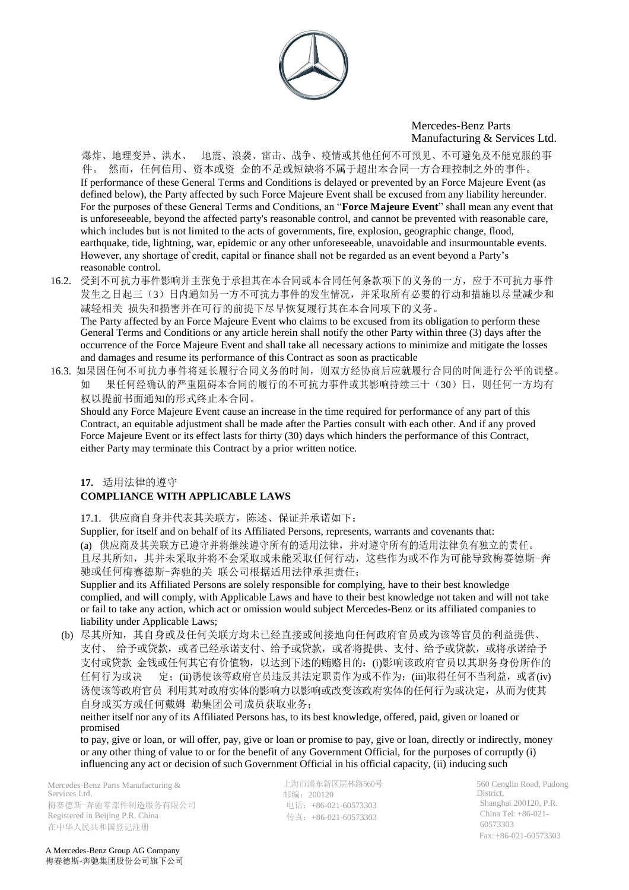爆炸、地理变异、洪水、 地震、浪袭、雷击、战争、疫情或其他任何不可预见、不可避免及不能克服的事件。 然而，任何信用、资本或资 金的不足或短缺将不属于超出本合同一方合理控制之外的事件。

If performance of these General Terms and Conditions is delayed or prevented by an Force Majeure Event (as defined below), the Party affected by such Force Majeure Event shall be excused from any liability hereunder. For the purposes of these General Terms and Conditions, an "**Force Majeure Event**" shall mean any event that is unforeseeable, beyond the affected party's reasonable control, and cannot be prevented with reasonable care, which includes but is not limited to the acts of governments, fire, explosion, geographic change, flood, earthquake, tide, lightning, war, epidemic or any other unforeseeable, unavoidable and insurmountable events. However, any shortage of credit, capital or finance shall not be regarded as an event beyond a Party's reasonable control.

16.2. 受到不可抗力事件影响并主张免于承担其在本合同或本合同任何条款项下的义务的一方，应于不可抗力事件发生之日起三（3）日内通知另一方不可抗力事件的发生情况，并采取所有必要的行动和措施以尽量减少和减轻相关 损失和损害并在可行的前提下尽早恢复履行其在本合同项下的义务。

The Party affected by an Force Majeure Event who claims to be excused from its obligation to perform these General Terms and Conditions or any article herein shall notify the other Party within three (3) days after the occurrence of the Force Majeure Event and shall take all necessary actions to minimize and mitigate the losses and damages and resume its performance of this Contract as soon as practicable

16.3. 如果因任何不可抗力事件将延长履行合同义务的时间，则双方经协商后应就履行合同的时间进行公平的调整。 如 果任何经确认的严重阻碍本合同的履行的不可抗力事件或其影响持续三十（30）日，则任何一方均有权以提前书面通知的形式终止本合同。

Should any Force Majeure Event cause an increase in the time required for performance of any part of this Contract, an equitable adjustment shall be made after the Parties consult with each other. And if any proved Force Majeure Event or its effect lasts for thirty (30) days which hinders the performance of this Contract, either Party may terminate this Contract by a prior written notice.

## 17. 适用法律的遵守
## COMPLIANCE WITH APPLICABLE LAWS

17.1. 供应商自身并代表其关联方，陈述、保证并承诺如下：

Supplier, for itself and on behalf of its Affiliated Persons, represents, warrants and covenants that:

(a) 供应商及其关联方已遵守并将继续遵守所有的适用法律，并对遵守所有的适用法律负有独立的责任。且尽其所知，其并未采取并将不会采取或未能采取任何行动，这些作为或不作为可能导致梅赛德斯-奔驰或任何梅赛德斯-奔驰的关 联公司根据适用法律承担责任；

Supplier and its Affiliated Persons are solely responsible for complying, have to their best knowledge complied, and will comply, with Applicable Laws and have to their best knowledge not taken and will not take or fail to take any action, which act or omission would subject Mercedes-Benz or its affiliated companies to liability under Applicable Laws;

(b) 尽其所知，其自身或及任何关联方均未已经直接或间接地向任何政府官员或为该等官员的利益提供、支付、 给予或贷款，或者已经承诺支付、给予或贷款，或者将提供、支付、给予或贷款，或将承诺给予支付或贷款 金钱或任何其它有价值物，以达到下述的贿赂目的：(i)影响该政府官员以其职务身份所作的任何行为或决 定；(ii)诱使该等政府官员违反其法定职责作为或不作为；(iii)取得任何不当利益，或者(iv)诱使该等政府官员 利用其对政府实体的影响力以影响或改变该政府实体的任何行为或决定，从而为使其自身或买方或任何戴姆 勒集团公司成员获取业务；

neither itself nor any of its Affiliated Persons has, to its best knowledge, offered, paid, given or loaned or promised to pay, give or loan, or will offer, pay, give or loan or promise to pay, give or loan, directly or indirectly, money or any other thing of value to or for the benefit of any Government Official, for the purposes of corruptly (i) influencing any act or decision of such Government Official in his official capacity, (ii) inducing such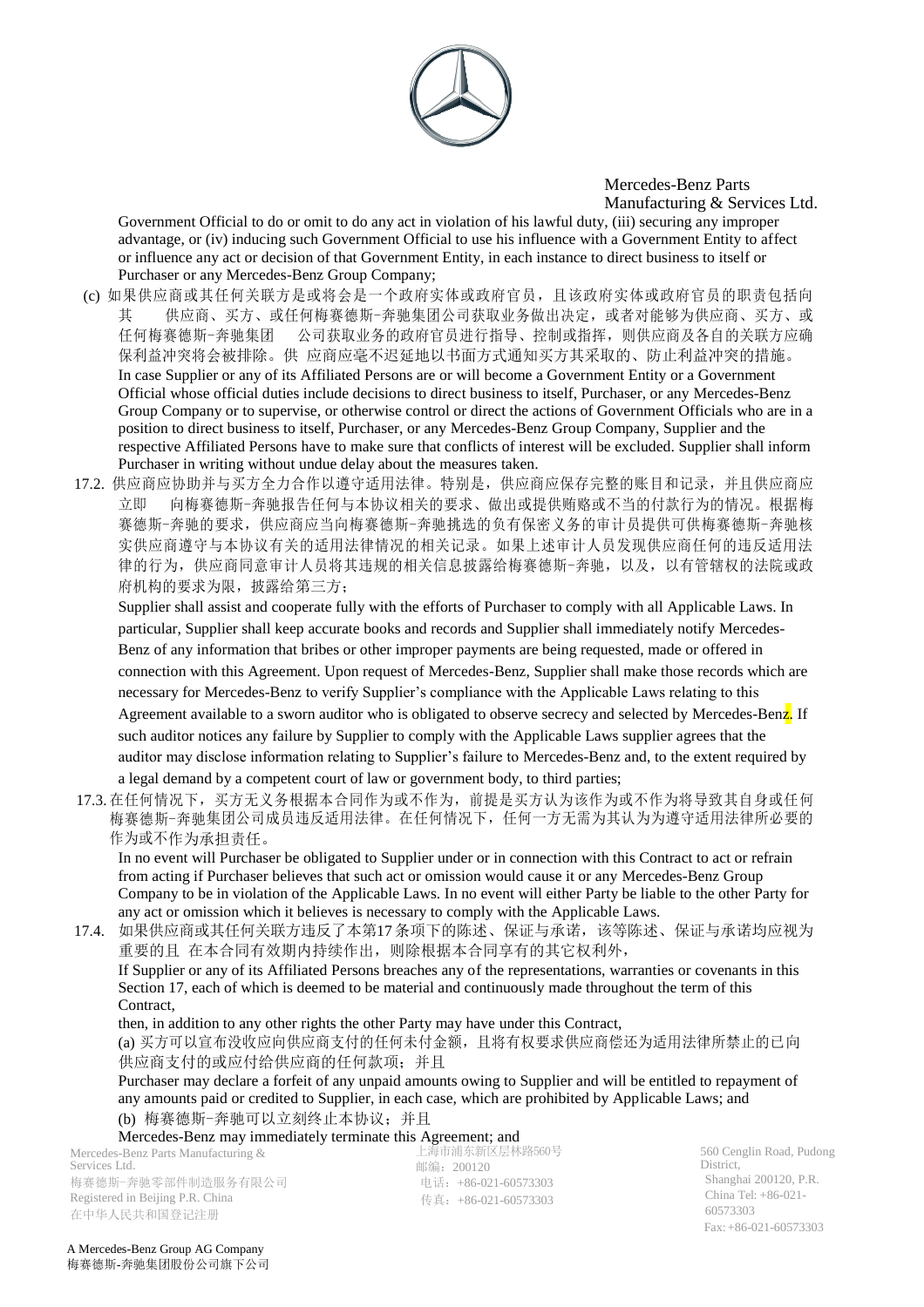Government Official to do or omit to do any act in violation of his lawful duty, (iii) securing any improper advantage, or (iv) inducing such Government Official to use his influence with a Government Entity to affect or influence any act or decision of that Government Entity, in each instance to direct business to itself or Purchaser or any Mercedes-Benz Group Company;

(c) 如果供应商或其任何关联方是或将会是一个政府实体或政府官员，且该政府实体或政府官员的职责包括向其 供应商、买方、或任何梅赛德斯-奔驰集团公司获取业务做出决定，或者对能够为供应商、买方、或任何梅赛德斯-奔驰集团 公司获取业务的政府官员进行指导、控制或指挥，则供应商及各自的关联方应确保利益冲突将会被排除。供 应商应毫不迟延地以书面方式通知买方其采取的、防止利益冲突的措施。
In case Supplier or any of its Affiliated Persons are or will become a Government Entity or a Government Official whose official duties include decisions to direct business to itself, Purchaser, or any Mercedes-Benz Group Company or to supervise, or otherwise control or direct the actions of Government Officials who are in a position to direct business to itself, Purchaser, or any Mercedes-Benz Group Company, Supplier and the respective Affiliated Persons have to make sure that conflicts of interest will be excluded. Supplier shall inform Purchaser in writing without undue delay about the measures taken.

17.2. 供应商应协助并与买方全力合作以遵守适用法律。特别是，供应商应保存完整的账目和记录，并且供应商应立即 向梅赛德斯-奔驰报告任何与本协议相关的要求、做出或提供贿赂或不当的付款行为的情况。根据梅赛德斯-奔驰的要求，供应商应当向梅赛德斯-奔驰挑选的负有保密义务的审计员提供可供梅赛德斯-奔驰核实供应商遵守与本协议有关的适用法律情况的相关记录。如果上述审计人员发现供应商任何的违反适用法律的行为，供应商同意审计人员将其违规的相关信息披露给梅赛德斯-奔驰，以及，以有管辖权的法院或政府机构的要求为限，披露给第三方；

Supplier shall assist and cooperate fully with the efforts of Purchaser to comply with all Applicable Laws. In particular, Supplier shall keep accurate books and records and Supplier shall immediately notify Mercedes-Benz of any information that bribes or other improper payments are being requested, made or offered in connection with this Agreement. Upon request of Mercedes-Benz, Supplier shall make those records which are necessary for Mercedes-Benz to verify Supplier's compliance with the Applicable Laws relating to this Agreement available to a sworn auditor who is obligated to observe secrecy and selected by Mercedes-Benz. If such auditor notices any failure by Supplier to comply with the Applicable Laws supplier agrees that the auditor may disclose information relating to Supplier's failure to Mercedes-Benz and, to the extent required by a legal demand by a competent court of law or government body, to third parties;

17.3. 在任何情况下，买方无义务根据本合同作为或不作为，前提是买方认为该作为或不作为将导致其自身或任何梅赛德斯-奔驰集团公司成员违反适用法律。在任何情况下，任何一方无需为其认为为遵守适用法律所必要的作为或不作为承担责任。
In no event will Purchaser be obligated to Supplier under or in connection with this Contract to act or refrain from acting if Purchaser believes that such act or omission would cause it or any Mercedes-Benz Group Company to be in violation of the Applicable Laws. In no event will either Party be liable to the other Party for any act or omission which it believes is necessary to comply with the Applicable Laws.

17.4. 如果供应商或其任何关联方违反了本第17条项下的陈述、保证与承诺，该等陈述、保证与承诺均应视为重要的且 在本合同有效期内持续作出，则除根据本合同享有的其它权利外，
If Supplier or any of its Affiliated Persons breaches any of the representations, warranties or covenants in this Section 17, each of which is deemed to be material and continuously made throughout the term of this Contract,
then, in addition to any other rights the other Party may have under this Contract,
(a) 买方可以宣布没收应向供应商支付的任何未付金额，且将有权要求供应商偿还为适用法律所禁止的已向供应商支付的或应付给供应商的任何款项；并且
Purchaser may declare a forfeit of any unpaid amounts owing to Supplier and will be entitled to repayment of any amounts paid or credited to Supplier, in each case, which are prohibited by Applicable Laws; and
(b) 梅赛德斯-奔驰可以立刻终止本协议；并且
Mercedes-Benz may immediately terminate this Agreement; and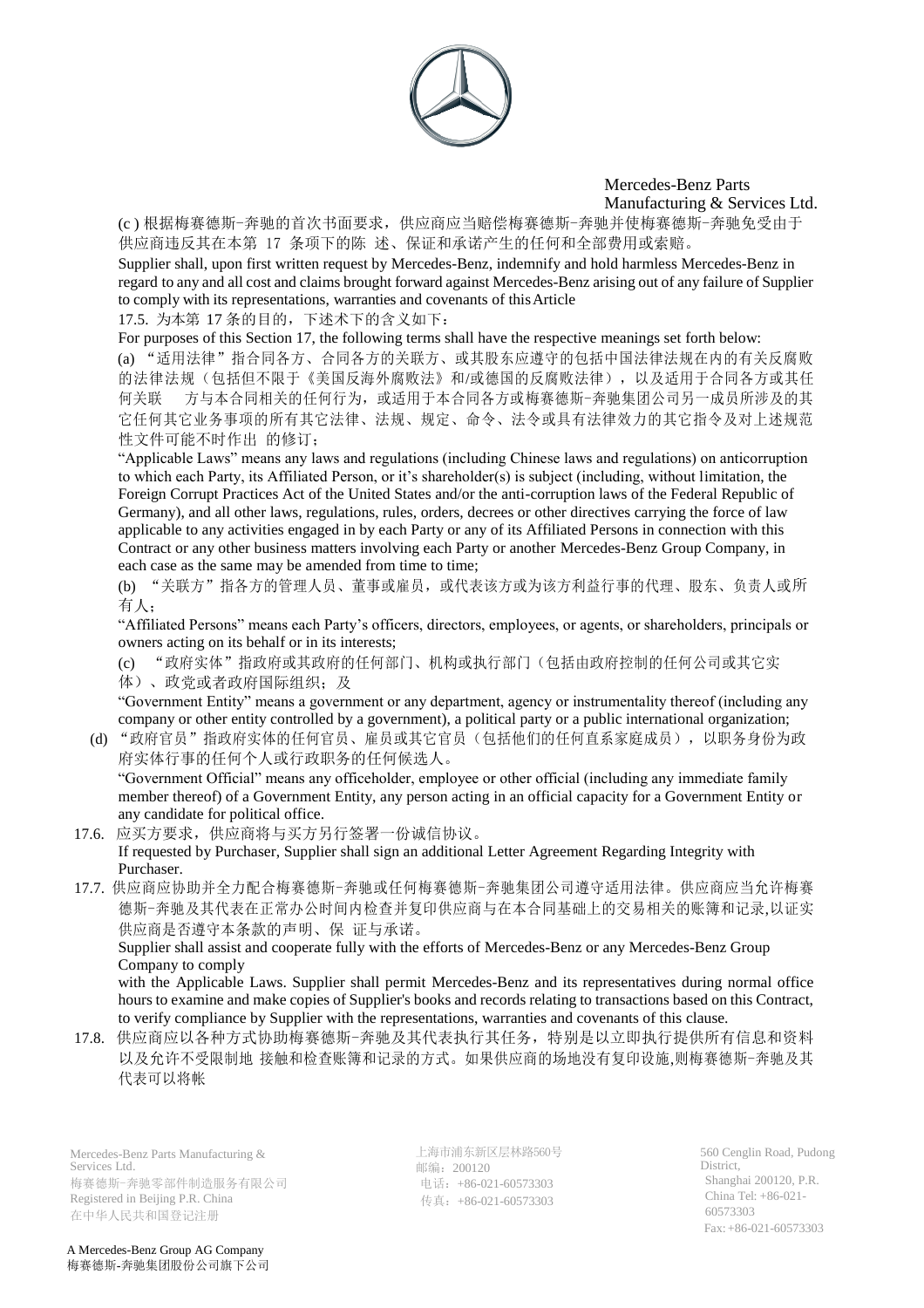(c ) 根据梅赛德斯-奔驰的首次书面要求，供应商应当赔偿梅赛德斯-奔驰并使梅赛德斯-奔驰免受由于供应商违反其在本第 17 条项下的陈 述、保证和承诺产生的任何和全部费用或索赔。

Supplier shall, upon first written request by Mercedes-Benz, indemnify and hold harmless Mercedes-Benz in regard to any and all cost and claims brought forward against Mercedes-Benz arising out of any failure of Supplier to comply with its representations, warranties and covenants of this Article

17.5. 为本第 17 条的目的，下述术下的含义如下：

For purposes of this Section 17, the following terms shall have the respective meanings set forth below:

(a) "适用法律"指合同各方、合同各方的关联方、或其股东应遵守的包括中国法律法规在内的有关反腐败的法律法规（包括但不限于《美国反海外腐败法》和/或德国的反腐败法律），以及适用于合同各方或其任何关联 方与本合同相关的任何行为，或适用于本合同各方或梅赛德斯-奔驰集团公司另一成员所涉及的其它任何其它业务事项的所有其它法律、法规、规定、命令、法令或具有法律效力的其它指令及对上述规范性文件可能不时作出 的修订；

"Applicable Laws" means any laws and regulations (including Chinese laws and regulations) on anticorruption to which each Party, its Affiliated Person, or it's shareholder(s) is subject (including, without limitation, the Foreign Corrupt Practices Act of the United States and/or the anti-corruption laws of the Federal Republic of Germany), and all other laws, regulations, rules, orders, decrees or other directives carrying the force of law applicable to any activities engaged in by each Party or any of its Affiliated Persons in connection with this Contract or any other business matters involving each Party or another Mercedes-Benz Group Company, in each case as the same may be amended from time to time;

(b) "关联方"指各方的管理人员、董事或雇员，或代表该方或为该方利益行事的代理、股东、负责人或所有人；

"Affiliated Persons" means each Party's officers, directors, employees, or agents, or shareholders, principals or owners acting on its behalf or in its interests;

(c) "政府实体"指政府或其政府的任何部门、机构或执行部门（包括由政府控制的任何公司或其它实体）、政党或者政府国际组织；及

"Government Entity" means a government or any department, agency or instrumentality thereof (including any company or other entity controlled by a government), a political party or a public international organization;

(d) "政府官员"指政府实体的任何官员、雇员或其它官员（包括他们的任何直系家庭成员），以职务身份为政府实体行事的任何个人或行政职务的任何候选人。

"Government Official" means any officeholder, employee or other official (including any immediate family member thereof) of a Government Entity, any person acting in an official capacity for a Government Entity or any candidate for political office.

17.6. 应买方要求，供应商将与买方另行签署一份诚信协议。

If requested by Purchaser, Supplier shall sign an additional Letter Agreement Regarding Integrity with Purchaser.

17.7. 供应商应协助并全力配合梅赛德斯-奔驰或任何梅赛德斯-奔驰集团公司遵守适用法律。供应商应当允许梅赛德斯-奔驰及其代表在正常办公时间内检查并复印供应商与在本合同基础上的交易相关的账簿和记录,以证实供应商是否遵守本条款的声明、保 证与承诺。

Supplier shall assist and cooperate fully with the efforts of Mercedes-Benz or any Mercedes-Benz Group Company to comply

with the Applicable Laws. Supplier shall permit Mercedes-Benz and its representatives during normal office hours to examine and make copies of Supplier's books and records relating to transactions based on this Contract, to verify compliance by Supplier with the representations, warranties and covenants of this clause.

17.8. 供应商应以各种方式协助梅赛德斯-奔驰及其代表执行其任务，特别是以立即执行提供所有信息和资料以及允许不受限制地 接触和检查账簿和记录的方式。如果供应商的场地没有复印设施,则梅赛德斯-奔驰及其代表可以将帐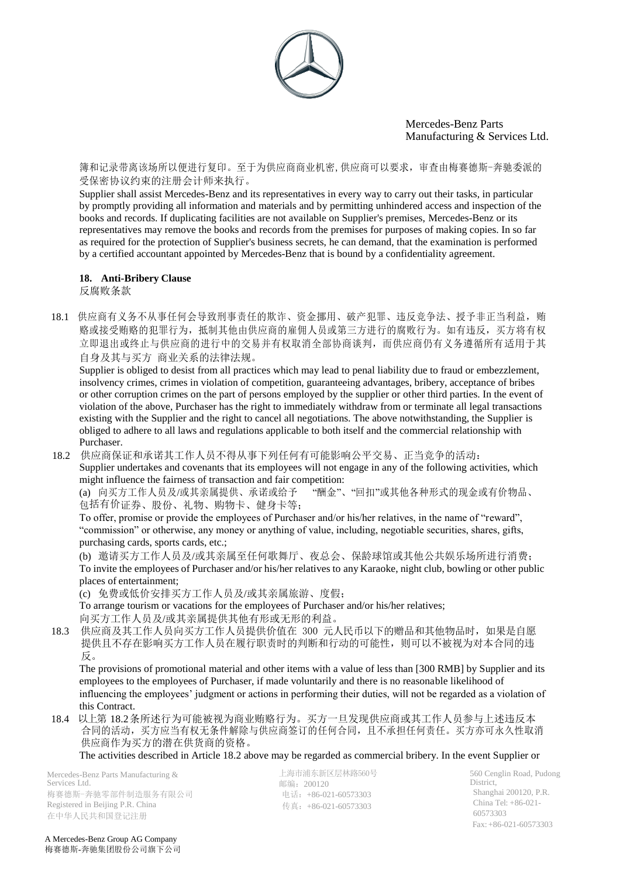簿和记录带离该场所以便进行复印。至于为供应商商业机密, 供应商可以要求，审查由梅赛德斯-奔驰委派的受保密协议约束的注册会计师来执行。

Supplier shall assist Mercedes-Benz and its representatives in every way to carry out their tasks, in particular by promptly providing all information and materials and by permitting unhindered access and inspection of the books and records. If duplicating facilities are not available on Supplier's premises, Mercedes-Benz or its representatives may remove the books and records from the premises for purposes of making copies. In so far as required for the protection of Supplier's business secrets, he can demand, that the examination is performed by a certified accountant appointed by Mercedes-Benz that is bound by a confidentiality agreement.

## 18. Anti-Bribery Clause

反腐败条款

18.1 供应商有义务不从事任何会导致刑事责任的欺诈、资金挪用、破产犯罪、违反竞争法、授予非正当利益，贿赂或接受贿赂的犯罪行为，抵制其他由供应商的雇佣人员或第三方进行的腐败行为。如有违反，买方将有权立即退出或终止与供应商的进行中的交易并有权取消全部协商谈判，而供应商仍有义务遵循所有适用于其自身及其与买方 商业关系的法律法规。

Supplier is obliged to desist from all practices which may lead to penal liability due to fraud or embezzlement, insolvency crimes, crimes in violation of competition, guaranteeing advantages, bribery, acceptance of bribes or other corruption crimes on the part of persons employed by the supplier or other third parties. In the event of violation of the above, Purchaser has the right to immediately withdraw from or terminate all legal transactions existing with the Supplier and the right to cancel all negotiations. The above notwithstanding, the Supplier is obliged to adhere to all laws and regulations applicable to both itself and the commercial relationship with Purchaser.

18.2 供应商保证和承诺其工作人员不得从事下列任何有可能影响公平交易、正当竞争的活动：

Supplier undertakes and covenants that its employees will not engage in any of the following activities, which might influence the fairness of transaction and fair competition:

(a) 向买方工作人员及/或其亲属提供、承诺或给予 "酬金"、"回扣"或其他各种形式的现金或有价物品、包括有价证券、股份、礼物、购物卡、健身卡等;

To offer, promise or provide the employees of Purchaser and/or his/her relatives, in the name of "reward", "commission" or otherwise, any money or anything of value, including, negotiable securities, shares, gifts, purchasing cards, sports cards, etc.;

(b) 邀请买方工作人员及/或其亲属至任何歌舞厅、夜总会、保龄球馆或其他公共娱乐场所进行消费;

To invite the employees of Purchaser and/or his/her relatives to any Karaoke, night club, bowling or other public places of entertainment;

(c) 免费或低价安排买方工作人员及/或其亲属旅游、度假;

To arrange tourism or vacations for the employees of Purchaser and/or his/her relatives;

向买方工作人员及/或其亲属提供其他有形或无形的利益。

18.3 供应商及其工作人员向买方工作人员提供价值在 300 元人民币以下的赠品和其他物品时，如果是自愿提供且不存在影响买方工作人员在履行职责时的判断和行动的可能性，则可以不被视为对本合同的违反。

The provisions of promotional material and other items with a value of less than [300 RMB] by Supplier and its employees to the employees of Purchaser, if made voluntarily and there is no reasonable likelihood of influencing the employees' judgment or actions in performing their duties, will not be regarded as a violation of this Contract.

18.4 以上第 18.2 条所述行为可能被视为商业贿赂行为。买方一旦发现供应商或其工作人员参与上述违反本合同的活动，买方应当有权无条件解除与供应商签订的任何合同，且不承担任何责任。买方亦可永久性取消供应商作为买方的潜在供货商的资格。

The activities described in Article 18.2 above may be regarded as commercial bribery. In the event Supplier or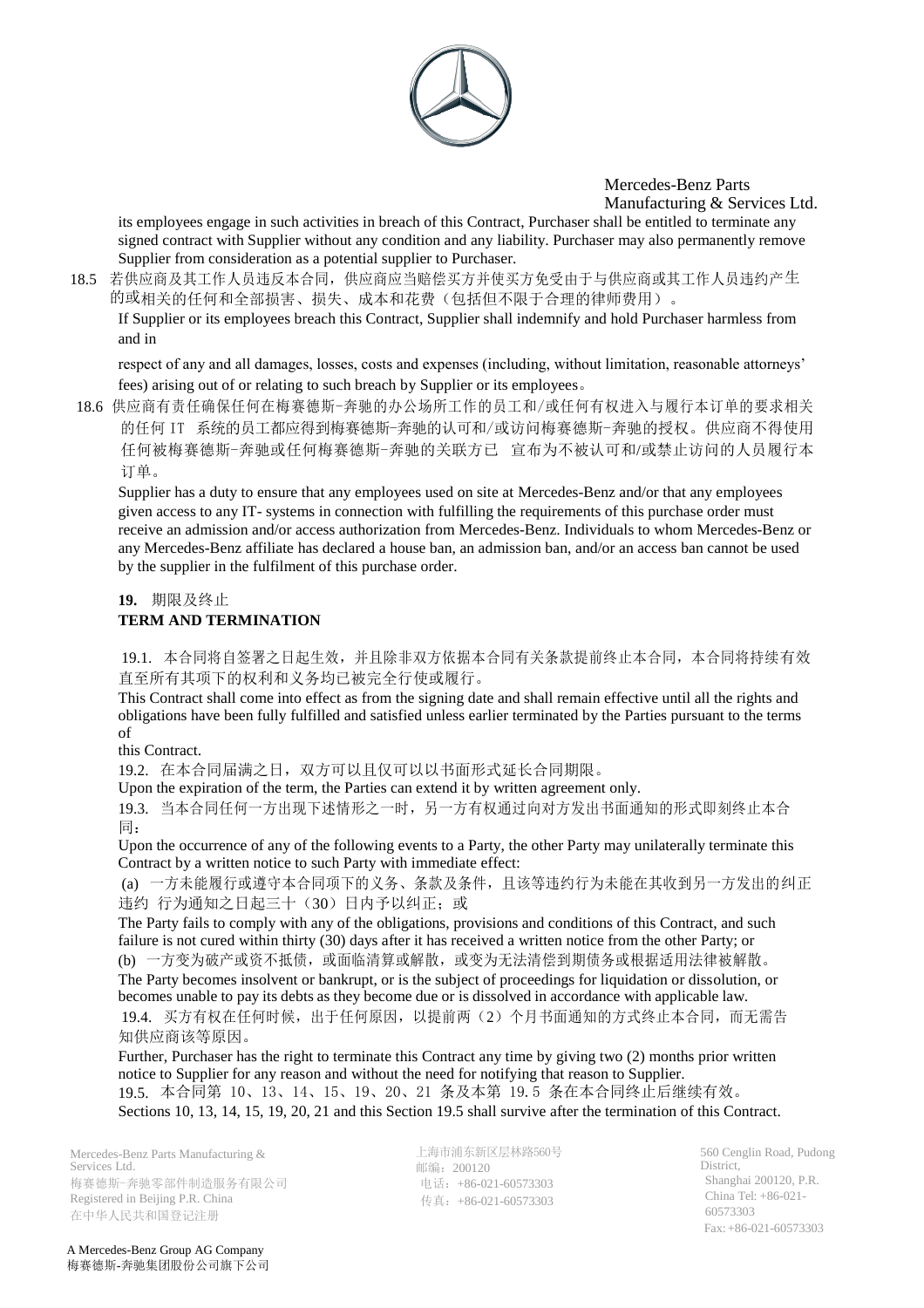its employees engage in such activities in breach of this Contract, Purchaser shall be entitled to terminate any signed contract with Supplier without any condition and any liability. Purchaser may also permanently remove Supplier from consideration as a potential supplier to Purchaser.

18.5 若供应商及其工作人员违反本合同，供应商应当赔偿买方并使买方免受由于与供应商或其工作人员违约产生的或相关的任何和全部损害、损失、成本和花费（包括但不限于合理的律师费用）。

If Supplier or its employees breach this Contract, Supplier shall indemnify and hold Purchaser harmless from and in respect of any and all damages, losses, costs and expenses (including, without limitation, reasonable attorneys' fees) arising out of or relating to such breach by Supplier or its employees。

18.6 供应商有责任确保任何在梅赛德斯-奔驰的办公场所工作的员工和/或任何有权进入与履行本订单的要求相关的任何 IT 系统的员工都应得到梅赛德斯-奔驰的认可和/或访问梅赛德斯-奔驰的授权。供应商不得使用任何被梅赛德斯-奔驰或任何梅赛德斯-奔驰的关联方已 宣布为不被认可和/或禁止访问的人员履行本订单。

Supplier has a duty to ensure that any employees used on site at Mercedes-Benz and/or that any employees given access to any IT- systems in connection with fulfilling the requirements of this purchase order must receive an admission and/or access authorization from Mercedes-Benz. Individuals to whom Mercedes-Benz or any Mercedes-Benz affiliate has declared a house ban, an admission ban, and/or an access ban cannot be used by the supplier in the fulfilment of this purchase order.

**19.** 期限及终止

**TERM AND TERMINATION**

19.1. 本合同将自签署之日起生效，并且除非双方依据本合同有关条款提前终止本合同，本合同将持续有效直至所有其项下的权利和义务均已被完全行使或履行。

This Contract shall come into effect as from the signing date and shall remain effective until all the rights and obligations have been fully fulfilled and satisfied unless earlier terminated by the Parties pursuant to the terms of this Contract.

19.2. 在本合同届满之日，双方可以且仅可以以书面形式延长合同期限。

Upon the expiration of the term, the Parties can extend it by written agreement only.

19.3. 当本合同任何一方出现下述情形之一时，另一方有权通过向对方发出书面通知的形式即刻终止本合同：

Upon the occurrence of any of the following events to a Party, the other Party may unilaterally terminate this Contract by a written notice to such Party with immediate effect:

(a) 一方未能履行或遵守本合同项下的义务、条款及条件，且该等违约行为未能在其收到另一方发出的纠正违约 行为通知之日起三十（30）日内予以纠正；或

The Party fails to comply with any of the obligations, provisions and conditions of this Contract, and such failure is not cured within thirty (30) days after it has received a written notice from the other Party; or

(b) 一方变为破产或资不抵债，或面临清算或解散，或变为无法清偿到期债务或根据适用法律被解散。

The Party becomes insolvent or bankrupt, or is the subject of proceedings for liquidation or dissolution, or becomes unable to pay its debts as they become due or is dissolved in accordance with applicable law.

19.4. 买方有权在任何时候，出于任何原因，以提前两（2）个月书面通知的方式终止本合同，而无需告知供应商该等原因。

Further, Purchaser has the right to terminate this Contract any time by giving two (2) months prior written notice to Supplier for any reason and without the need for notifying that reason to Supplier.

19.5. 本合同第 10、13、14、15、19、20、21 条及本第 19.5 条在本合同终止后继续有效。

Sections 10, 13, 14, 15, 19, 20, 21 and this Section 19.5 shall survive after the termination of this Contract.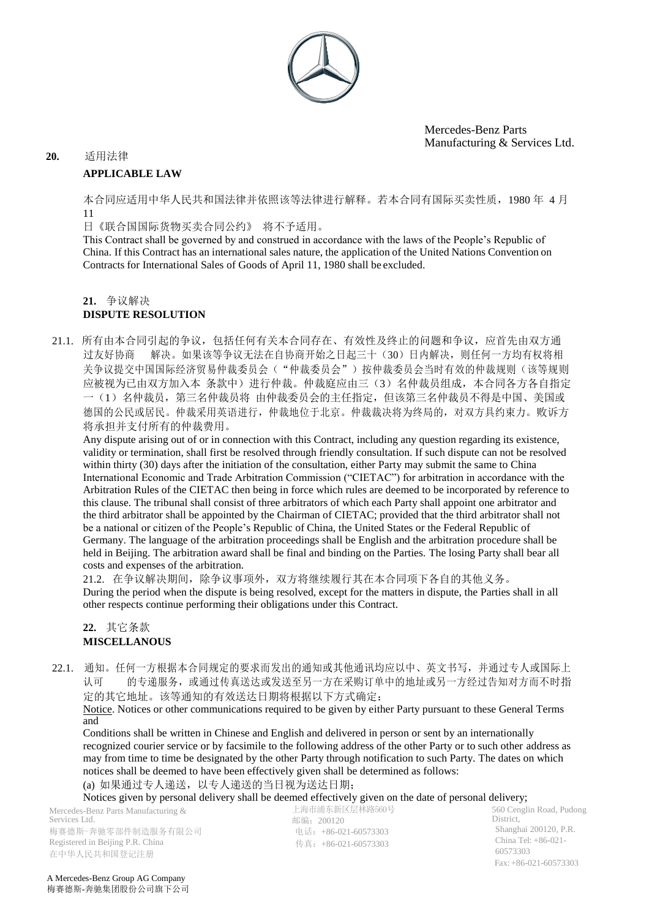## 20. 适用法律

**APPLICABLE LAW**

本合同应适用中华人民共和国法律并依照该等法律进行解释。若本合同有国际买卖性质，1980 年 4 月 11 日《联合国国际货物买卖合同公约》 将不予适用。

This Contract shall be governed by and construed in accordance with the laws of the People's Republic of China. If this Contract has an international sales nature, the application of the United Nations Convention on Contracts for International Sales of Goods of April 11, 1980 shall be excluded.

## 21. 争议解决

**DISPUTE RESOLUTION**

21.1. 所有由本合同引起的争议，包括任何有关本合同存在、有效性及终止的问题和争议，应首先由双方通过友好协商 解决。如果该等争议无法在自协商开始之日起三十（30）日内解决，则任何一方均有权将相关争议提交中国国际经济贸易仲裁委员会（“仲裁委员会”）按仲裁委员会当时有效的仲裁规则（该等规则应被视为已由双方加入本 条款中）进行仲裁。仲裁庭应由三（3）名仲裁员组成，本合同各方各自指定一（1）名仲裁员，第三名仲裁员将 由仲裁委员会的主任指定，但该第三名仲裁员不得是中国、美国或德国的公民或居民。仲裁采用英语进行，仲裁地位于北京。仲裁裁决将为终局的，对双方具约束力。败诉方将承担并支付所有的仲裁费用。

Any dispute arising out of or in connection with this Contract, including any question regarding its existence, validity or termination, shall first be resolved through friendly consultation. If such dispute can not be resolved within thirty (30) days after the initiation of the consultation, either Party may submit the same to China International Economic and Trade Arbitration Commission ("CIETAC") for arbitration in accordance with the Arbitration Rules of the CIETAC then being in force which rules are deemed to be incorporated by reference to this clause. The tribunal shall consist of three arbitrators of which each Party shall appoint one arbitrator and the third arbitrator shall be appointed by the Chairman of CIETAC; provided that the third arbitrator shall not be a national or citizen of the People's Republic of China, the United States or the Federal Republic of Germany. The language of the arbitration proceedings shall be English and the arbitration procedure shall be held in Beijing. The arbitration award shall be final and binding on the Parties. The losing Party shall bear all costs and expenses of the arbitration.

21.2. 在争议解决期间，除争议事项外，双方将继续履行其在本合同项下各自的其他义务。

During the period when the dispute is being resolved, except for the matters in dispute, the Parties shall in all other respects continue performing their obligations under this Contract.

## 22. 其它条款

**MISCELLANOUS**

22.1. 通知。任何一方根据本合同规定的要求而发出的通知或其他通讯均应以中、英文书写，并通过专人或国际上认可 的专递服务，或通过传真送达或发送至另一方在采购订单中的地址或另一方经过告知对方而不时指定的其它地址。该等通知的有效送达日期将根据以下方式确定：

Notice. Notices or other communications required to be given by either Party pursuant to these General Terms and Conditions shall be written in Chinese and English and delivered in person or sent by an internationally recognized courier service or by facsimile to the following address of the other Party or to such other address as may from time to time be designated by the other Party through notification to such Party. The dates on which notices shall be deemed to have been effectively given shall be determined as follows:

(a) 如果通过专人递送，以专人递送的当日视为送达日期；

Notices given by personal delivery shall be deemed effectively given on the date of personal delivery;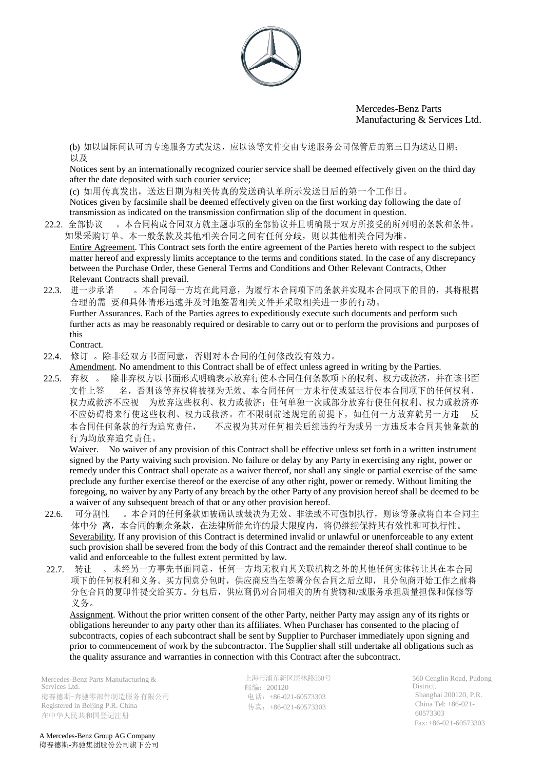(b) 如以国际间认可的专递服务方式发送，应以该等文件交由专递服务公司保管后的第三日为送达日期；以及

Notices sent by an internationally recognized courier service shall be deemed effectively given on the third day after the date deposited with such courier service;

(c) 如用传真发出，送达日期为相关传真的发送确认单所示发送日后的第一个工作日。

Notices given by facsimile shall be deemed effectively given on the first working day following the date of transmission as indicated on the transmission confirmation slip of the document in question.

22.2. 全部协议 。本合同构成合同双方就主题事项的全部协议并且明确限于双方所接受的所列明的条款和条件。如果采购订单、本一般条款及其他相关合同之间有任何分歧，则以其他相关合同为准。

Entire Agreement. This Contract sets forth the entire agreement of the Parties hereto with respect to the subject matter hereof and expressly limits acceptance to the terms and conditions stated. In the case of any discrepancy between the Purchase Order, these General Terms and Conditions and Other Relevant Contracts, Other Relevant Contracts shall prevail.

22.3. 进一步承诺 。本合同每一方均在此同意，为履行本合同项下的条款并实现本合同项下的目的，其将根据合理的需 要和具体情形迅速并及时地签署相关文件并采取相关进一步的行动。

Further Assurances. Each of the Parties agrees to expeditiously execute such documents and perform such further acts as may be reasonably required or desirable to carry out or to perform the provisions and purposes of this Contract.

22.4. 修订 。除非经双方书面同意，否则对本合同的任何修改没有效力。

Amendment. No amendment to this Contract shall be of effect unless agreed in writing by the Parties.

22.5. 弃权 。 除非弃权方以书面形式明确表示放弃行使本合同任何条款项下的权利、权力或救济，并在该书面文件上签 名，否则该等弃权将被视为无效。本合同任何一方未行使或延迟行使本合同项下的任何权利、权力或救济不应视 为放弃这些权利、权力或救济；任何单独一次或部分放弃行使任何权利、权力或救济亦不应妨碍将来行使这些权利、权力或救济。在不限制前述规定的前提下，如任何一方放弃就另一方违 反本合同任何条款的行为追究责任， 不应视为其对任何相关后续违约行为或另一方违反本合同其他条款的行为均放弃追究责任。

Waiver. No waiver of any provision of this Contract shall be effective unless set forth in a written instrument signed by the Party waiving such provision. No failure or delay by any Party in exercising any right, power or remedy under this Contract shall operate as a waiver thereof, nor shall any single or partial exercise of the same preclude any further exercise thereof or the exercise of any other right, power or remedy. Without limiting the foregoing, no waiver by any Party of any breach by the other Party of any provision hereof shall be deemed to be a waiver of any subsequent breach of that or any other provision hereof.

22.6. 可分割性 。本合同的任何条款如被确认或裁决为无效、非法或不可强制执行，则该等条款将自本合同主体中分 离，本合同的剩余条款，在法律所能允许的最大限度内，将仍继续保持其有效性和可执行性。

Severability. If any provision of this Contract is determined invalid or unlawful or unenforceable to any extent such provision shall be severed from the body of this Contract and the remainder thereof shall continue to be valid and enforceable to the fullest extent permitted by law.

22.7. 转让 。未经另一方事先书面同意，任何一方均无权向其关联机构之外的其他任何实体转让其在本合同项下的任何权利和义务。买方同意分包时，供应商应当在签署分包合同之后立即，且分包商开始工作之前将分包合同的复印件提交给买方。分包后，供应商仍对合同相关的所有货物和/或服务承担质量担保和保修等义务。

Assignment. Without the prior written consent of the other Party, neither Party may assign any of its rights or obligations hereunder to any party other than its affiliates. When Purchaser has consented to the placing of subcontracts, copies of each subcontract shall be sent by Supplier to Purchaser immediately upon signing and prior to commencement of work by the subcontractor. The Supplier shall still undertake all obligations such as the quality assurance and warranties in connection with this Contract after the subcontract.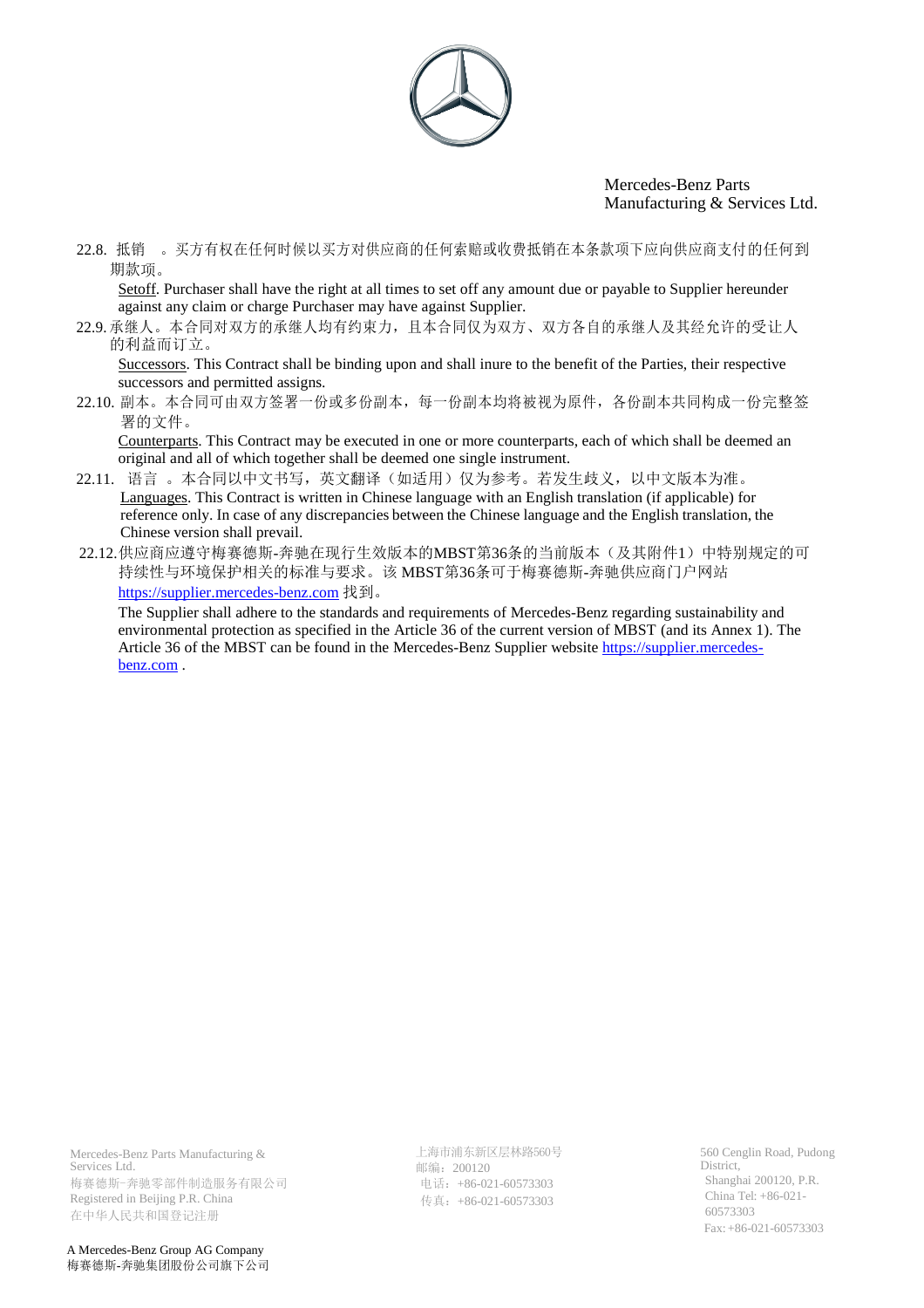22.8. 抵销 。买方有权在任何时候以买方对供应商的任何索赔或收费抵销在本条款项下应向供应商支付的任何到期款项。

Setoff. Purchaser shall have the right at all times to set off any amount due or payable to Supplier hereunder against any claim or charge Purchaser may have against Supplier.

22.9. 承继人。本合同对双方的承继人均有约束力，且本合同仅为双方、双方各自的承继人及其经允许的受让人的利益而订立。

Successors. This Contract shall be binding upon and shall inure to the benefit of the Parties, their respective successors and permitted assigns.

22.10. 副本。本合同可由双方签署一份或多份副本，每一份副本均将被视为原件，各份副本共同构成一份完整签署的文件。

Counterparts. This Contract may be executed in one or more counterparts, each of which shall be deemed an original and all of which together shall be deemed one single instrument.

22.11. 语言 。本合同以中文书写，英文翻译（如适用）仅为参考。若发生歧义，以中文版本为准。

Languages. This Contract is written in Chinese language with an English translation (if applicable) for reference only. In case of any discrepancies between the Chinese language and the English translation, the Chinese version shall prevail.

22.12. 供应商应遵守梅赛德斯-奔驰在现行生效版本的MBST第36条的当前版本（及其附件1）中特别规定的可持续性与环境保护相关的标准与要求。该 MBST第36条可于梅赛德斯-奔驰供应商门户网站 https://supplier.mercedes-benz.com 找到。

The Supplier shall adhere to the standards and requirements of Mercedes-Benz regarding sustainability and environmental protection as specified in the Article 36 of the current version of MBST (and its Annex 1). The Article 36 of the MBST can be found in the Mercedes-Benz Supplier website https://supplier.mercedes-benz.com .